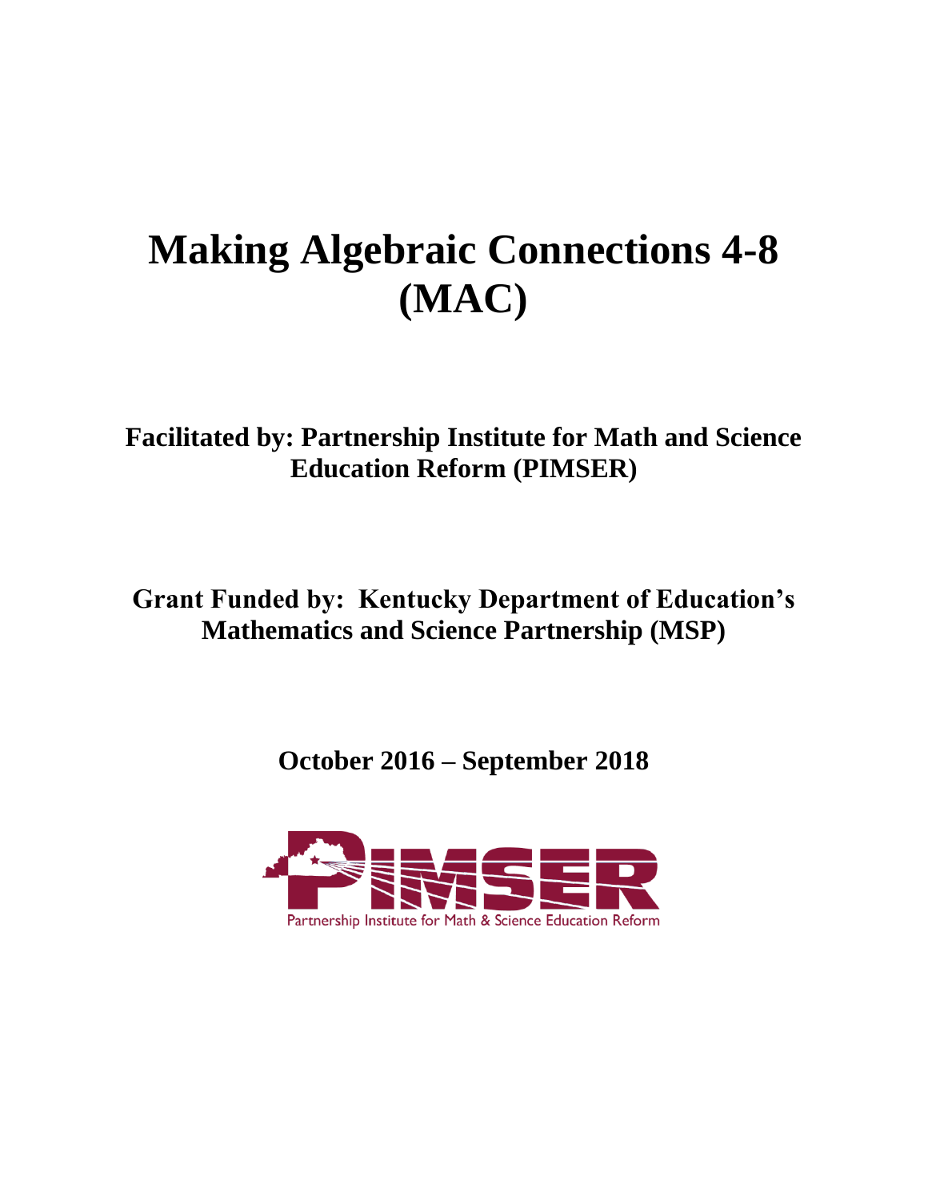# Making Algebraic Connections 4-8 (MAC)

**Facilitated by: Partnership Institute for Math and Science Education Reform (PIMSER)**

**Grant Funded by: Kentucky Department of Education's Mathematics and Science Partnership (MSP)**

**October 2016 – September 2018**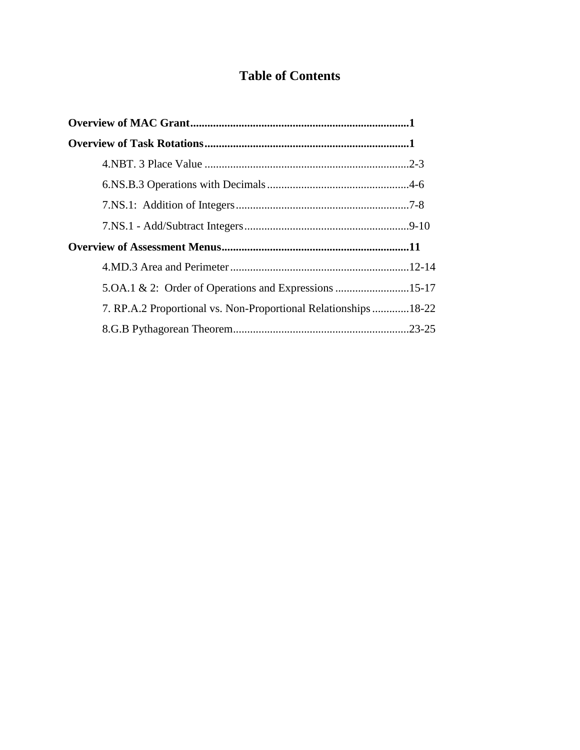# Table of Contents

**Overview of MAC Grant** ........................................................................... **1**

**Overview of Task Rotations** ..................................................................... **1**

- 4.NBT. 3 Place Value ........................................................................ 2-3
- 6.NS.B.3 Operations with Decimals .................................................. 4-6
- 7.NS.1: Addition of Integers ............................................................. 7-8
- 7.NS.1 - Add/Subtract Integers .......................................................... 9-10

**Overview of Assessment Menus** ................................................................ **11**

- 4.MD.3 Area and Perimeter ............................................................... 12-14
- 5.OA.1 & 2: Order of Operations and Expressions .......................... 15-17
- 7. RP.A.2 Proportional vs. Non-Proportional Relationships ............. 18-22
- 8.G.B Pythagorean Theorem .............................................................. 23-25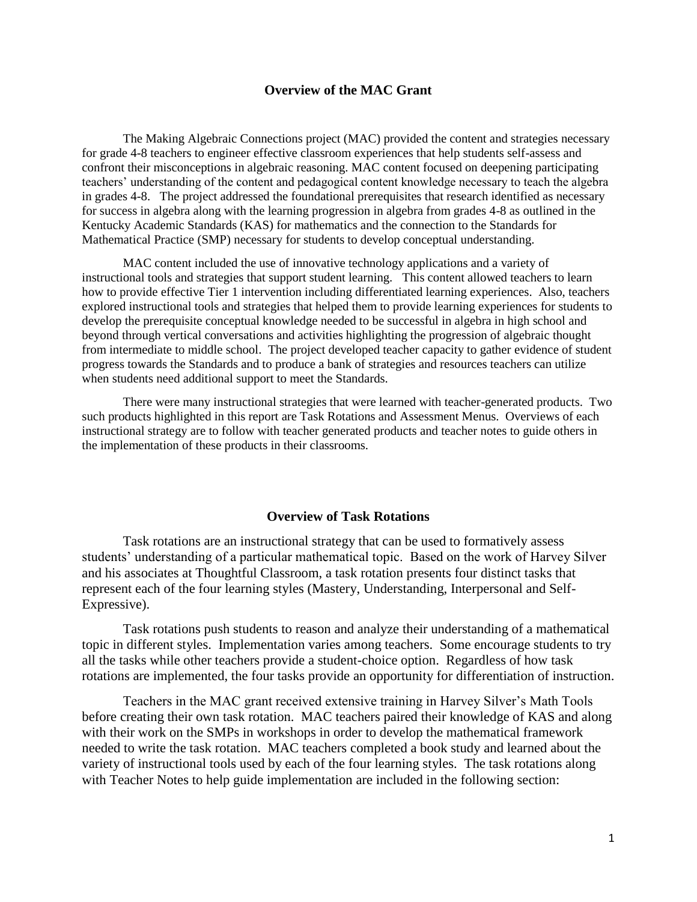## Overview of the MAC Grant

The Making Algebraic Connections project (MAC) provided the content and strategies necessary for grade 4-8 teachers to engineer effective classroom experiences that help students self-assess and confront their misconceptions in algebraic reasoning. MAC content focused on deepening participating teachers' understanding of the content and pedagogical content knowledge necessary to teach the algebra in grades 4-8. The project addressed the foundational prerequisites that research identified as necessary for success in algebra along with the learning progression in algebra from grades 4-8 as outlined in the Kentucky Academic Standards (KAS) for mathematics and the connection to the Standards for Mathematical Practice (SMP) necessary for students to develop conceptual understanding.

MAC content included the use of innovative technology applications and a variety of instructional tools and strategies that support student learning. This content allowed teachers to learn how to provide effective Tier 1 intervention including differentiated learning experiences. Also, teachers explored instructional tools and strategies that helped them to provide learning experiences for students to develop the prerequisite conceptual knowledge needed to be successful in algebra in high school and beyond through vertical conversations and activities highlighting the progression of algebraic thought from intermediate to middle school. The project developed teacher capacity to gather evidence of student progress towards the Standards and to produce a bank of strategies and resources teachers can utilize when students need additional support to meet the Standards.

There were many instructional strategies that were learned with teacher-generated products. Two such products highlighted in this report are Task Rotations and Assessment Menus. Overviews of each instructional strategy are to follow with teacher generated products and teacher notes to guide others in the implementation of these products in their classrooms.

## Overview of Task Rotations

Task rotations are an instructional strategy that can be used to formatively assess students' understanding of a particular mathematical topic. Based on the work of Harvey Silver and his associates at Thoughtful Classroom, a task rotation presents four distinct tasks that represent each of the four learning styles (Mastery, Understanding, Interpersonal and Self-Expressive).

Task rotations push students to reason and analyze their understanding of a mathematical topic in different styles. Implementation varies among teachers. Some encourage students to try all the tasks while other teachers provide a student-choice option. Regardless of how task rotations are implemented, the four tasks provide an opportunity for differentiation of instruction.

Teachers in the MAC grant received extensive training in Harvey Silver's Math Tools before creating their own task rotation. MAC teachers paired their knowledge of KAS and along with their work on the SMPs in workshops in order to develop the mathematical framework needed to write the task rotation. MAC teachers completed a book study and learned about the variety of instructional tools used by each of the four learning styles. The task rotations along with Teacher Notes to help guide implementation are included in the following section: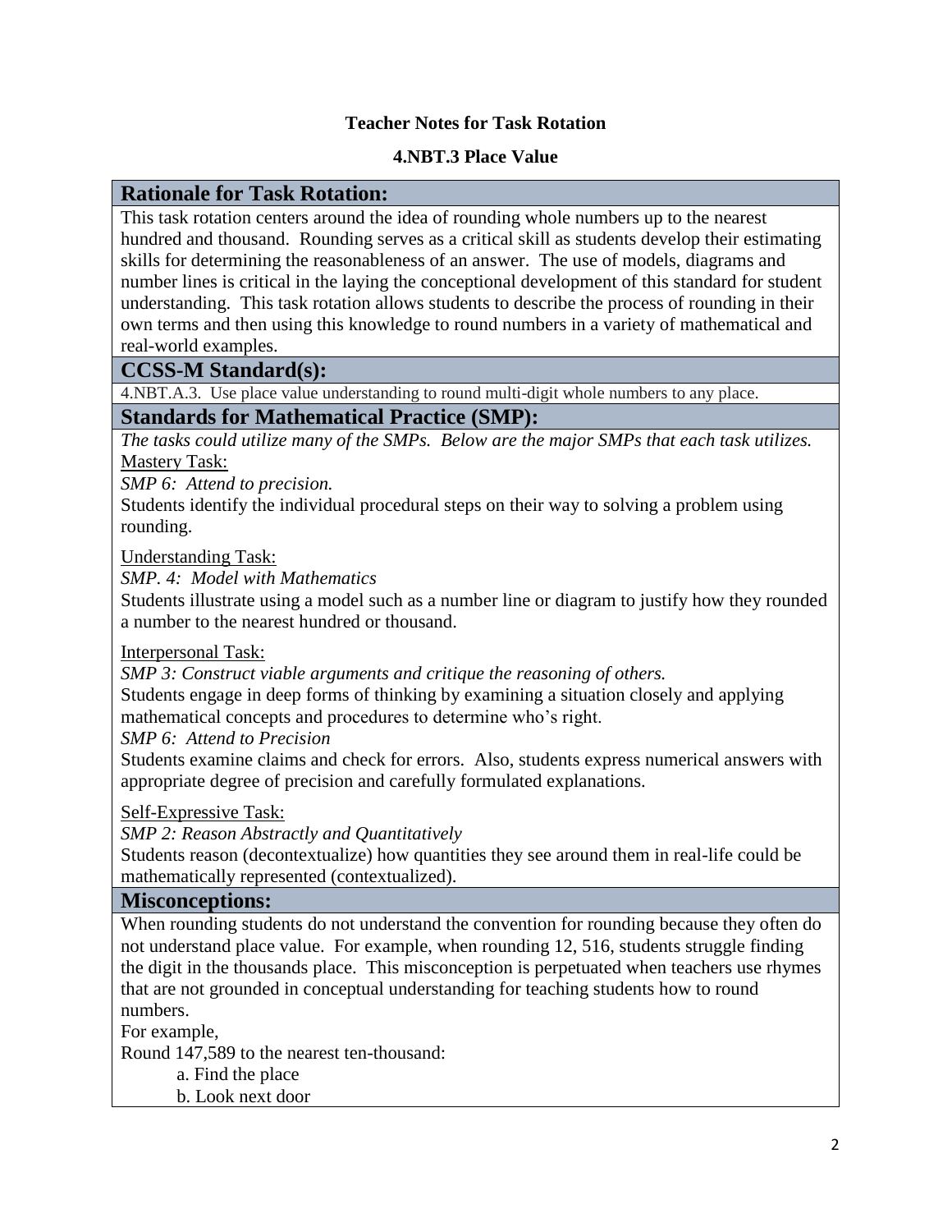**Teacher Notes for Task Rotation**

**4.NBT.3 Place Value**

## Rationale for Task Rotation:

This task rotation centers around the idea of rounding whole numbers up to the nearest hundred and thousand. Rounding serves as a critical skill as students develop their estimating skills for determining the reasonableness of an answer. The use of models, diagrams and number lines is critical in the laying the conceptional development of this standard for student understanding. This task rotation allows students to describe the process of rounding in their own terms and then using this knowledge to round numbers in a variety of mathematical and real-world examples.

## CCSS-M Standard(s):

4.NBT.A.3. Use place value understanding to round multi-digit whole numbers to any place.

## Standards for Mathematical Practice (SMP):

*The tasks could utilize many of the SMPs. Below are the major SMPs that each task utilizes.*

<u>Mastery Task:</u>

*SMP 6: Attend to precision.*

Students identify the individual procedural steps on their way to solving a problem using rounding.

<u>Understanding Task:</u>

*SMP. 4: Model with Mathematics*

Students illustrate using a model such as a number line or diagram to justify how they rounded a number to the nearest hundred or thousand.

<u>Interpersonal Task:</u>

*SMP 3: Construct viable arguments and critique the reasoning of others.*

Students engage in deep forms of thinking by examining a situation closely and applying mathematical concepts and procedures to determine who's right.

*SMP 6: Attend to Precision*

Students examine claims and check for errors. Also, students express numerical answers with appropriate degree of precision and carefully formulated explanations.

<u>Self-Expressive Task:</u>

*SMP 2: Reason Abstractly and Quantitatively*

Students reason (decontextualize) how quantities they see around them in real-life could be mathematically represented (contextualized).

## Misconceptions:

When rounding students do not understand the convention for rounding because they often do not understand place value. For example, when rounding 12, 516, students struggle finding the digit in the thousands place. This misconception is perpetuated when teachers use rhymes that are not grounded in conceptual understanding for teaching students how to round numbers.

For example,

Round 147,589 to the nearest ten-thousand:

a. Find the place
b. Look next door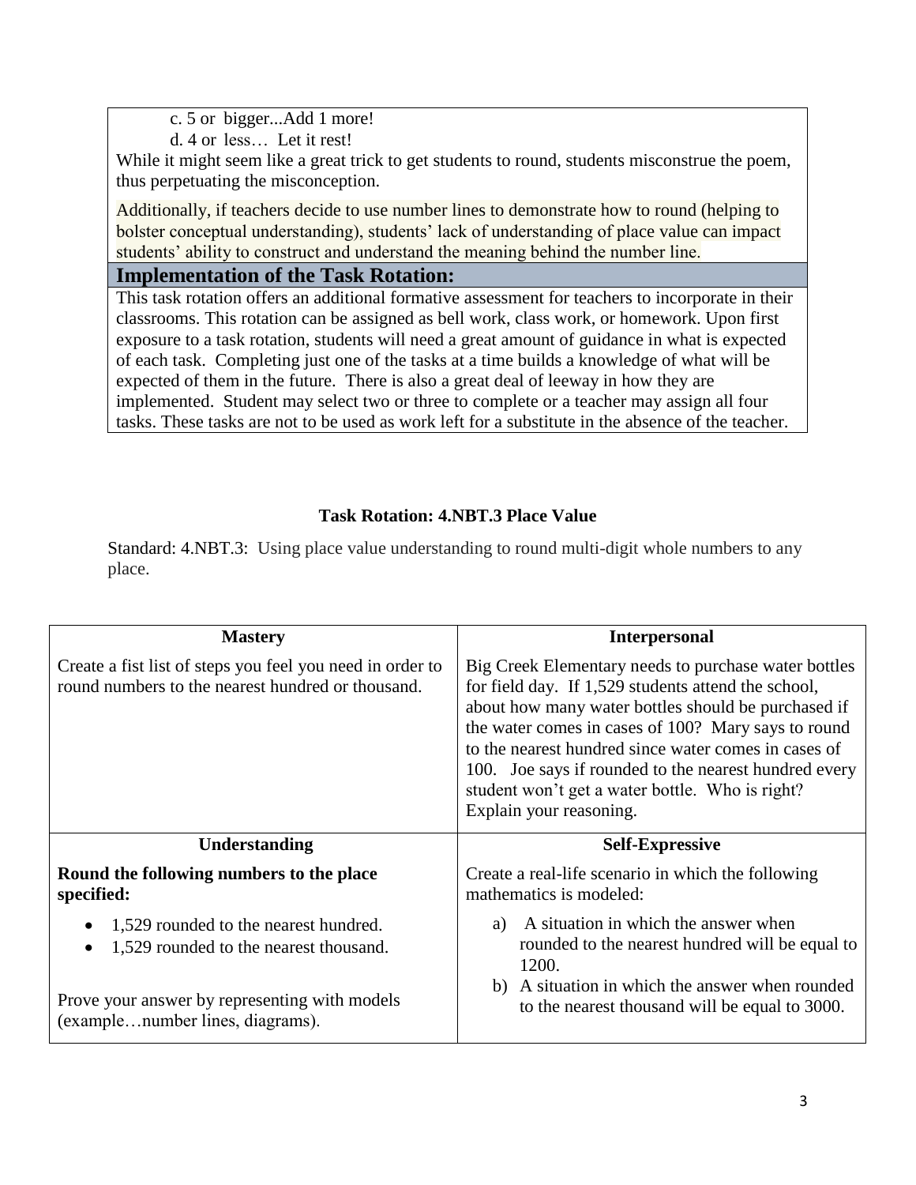c. 5 or bigger...Add 1 more!

d. 4 or less… Let it rest!

While it might seem like a great trick to get students to round, students misconstrue the poem, thus perpetuating the misconception.

Additionally, if teachers decide to use number lines to demonstrate how to round (helping to bolster conceptual understanding), students' lack of understanding of place value can impact students' ability to construct and understand the meaning behind the number line.

## Implementation of the Task Rotation:

This task rotation offers an additional formative assessment for teachers to incorporate in their classrooms. This rotation can be assigned as bell work, class work, or homework. Upon first exposure to a task rotation, students will need a great amount of guidance in what is expected of each task. Completing just one of the tasks at a time builds a knowledge of what will be expected of them in the future. There is also a great deal of leeway in how they are implemented. Student may select two or three to complete or a teacher may assign all four tasks. These tasks are not to be used as work left for a substitute in the absence of the teacher.

### Task Rotation: 4.NBT.3 Place Value

Standard: 4.NBT.3: Using place value understanding to round multi-digit whole numbers to any place.

| Mastery | Interpersonal |
|---|---|
| Create a fist list of steps you feel you need in order to round numbers to the nearest hundred or thousand. | Big Creek Elementary needs to purchase water bottles for field day. If 1,529 students attend the school, about how many water bottles should be purchased if the water comes in cases of 100? Mary says to round to the nearest hundred since water comes in cases of 100. Joe says if rounded to the nearest hundred every student won't get a water bottle. Who is right? Explain your reasoning. |
| **Understanding** | **Self-Expressive** |
| **Round the following numbers to the place specified:**<br>• 1,529 rounded to the nearest hundred.<br>• 1,529 rounded to the nearest thousand.<br><br>Prove your answer by representing with models (example…number lines, diagrams). | Create a real-life scenario in which the following mathematics is modeled:<br>a) A situation in which the answer when rounded to the nearest hundred will be equal to 1200.<br>b) A situation in which the answer when rounded to the nearest thousand will be equal to 3000. |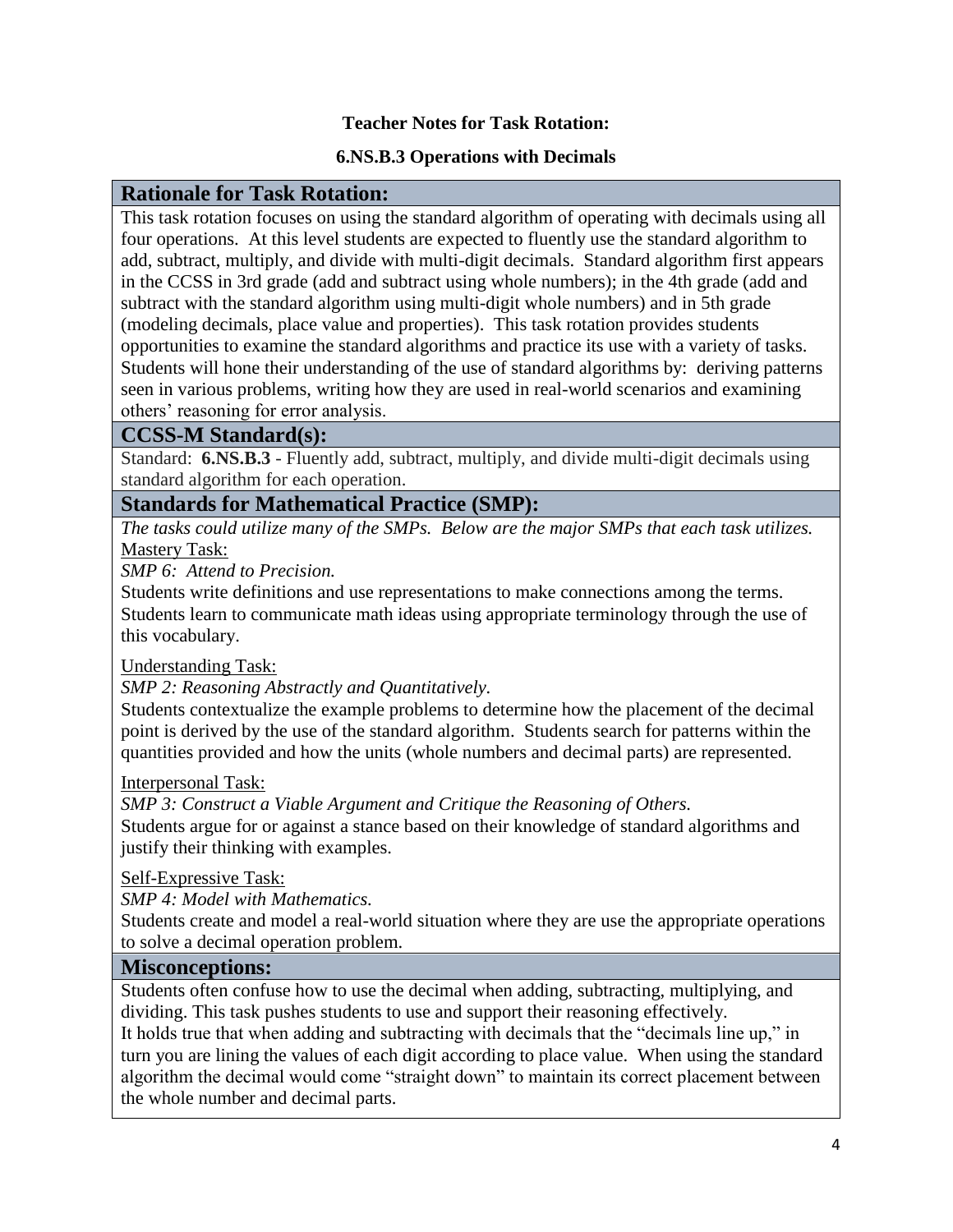**Teacher Notes for Task Rotation:**

**6.NS.B.3 Operations with Decimals**

## Rationale for Task Rotation:

This task rotation focuses on using the standard algorithm of operating with decimals using all four operations. At this level students are expected to fluently use the standard algorithm to add, subtract, multiply, and divide with multi-digit decimals. Standard algorithm first appears in the CCSS in 3rd grade (add and subtract using whole numbers); in the 4th grade (add and subtract with the standard algorithm using multi-digit whole numbers) and in 5th grade (modeling decimals, place value and properties). This task rotation provides students opportunities to examine the standard algorithms and practice its use with a variety of tasks. Students will hone their understanding of the use of standard algorithms by: deriving patterns seen in various problems, writing how they are used in real-world scenarios and examining others' reasoning for error analysis.

## CCSS-M Standard(s):

Standard: **6.NS.B.3** - Fluently add, subtract, multiply, and divide multi-digit decimals using standard algorithm for each operation.

## Standards for Mathematical Practice (SMP):

*The tasks could utilize many of the SMPs. Below are the major SMPs that each task utilizes.*

Mastery Task:

*SMP 6: Attend to Precision.*

Students write definitions and use representations to make connections among the terms. Students learn to communicate math ideas using appropriate terminology through the use of this vocabulary.

Understanding Task:

*SMP 2: Reasoning Abstractly and Quantitatively.*

Students contextualize the example problems to determine how the placement of the decimal point is derived by the use of the standard algorithm. Students search for patterns within the quantities provided and how the units (whole numbers and decimal parts) are represented.

Interpersonal Task:

*SMP 3: Construct a Viable Argument and Critique the Reasoning of Others.*

Students argue for or against a stance based on their knowledge of standard algorithms and justify their thinking with examples.

Self-Expressive Task:

*SMP 4: Model with Mathematics.*

Students create and model a real-world situation where they are use the appropriate operations to solve a decimal operation problem.

## Misconceptions:

Students often confuse how to use the decimal when adding, subtracting, multiplying, and dividing. This task pushes students to use and support their reasoning effectively.

It holds true that when adding and subtracting with decimals that the "decimals line up," in turn you are lining the values of each digit according to place value. When using the standard algorithm the decimal would come "straight down" to maintain its correct placement between the whole number and decimal parts.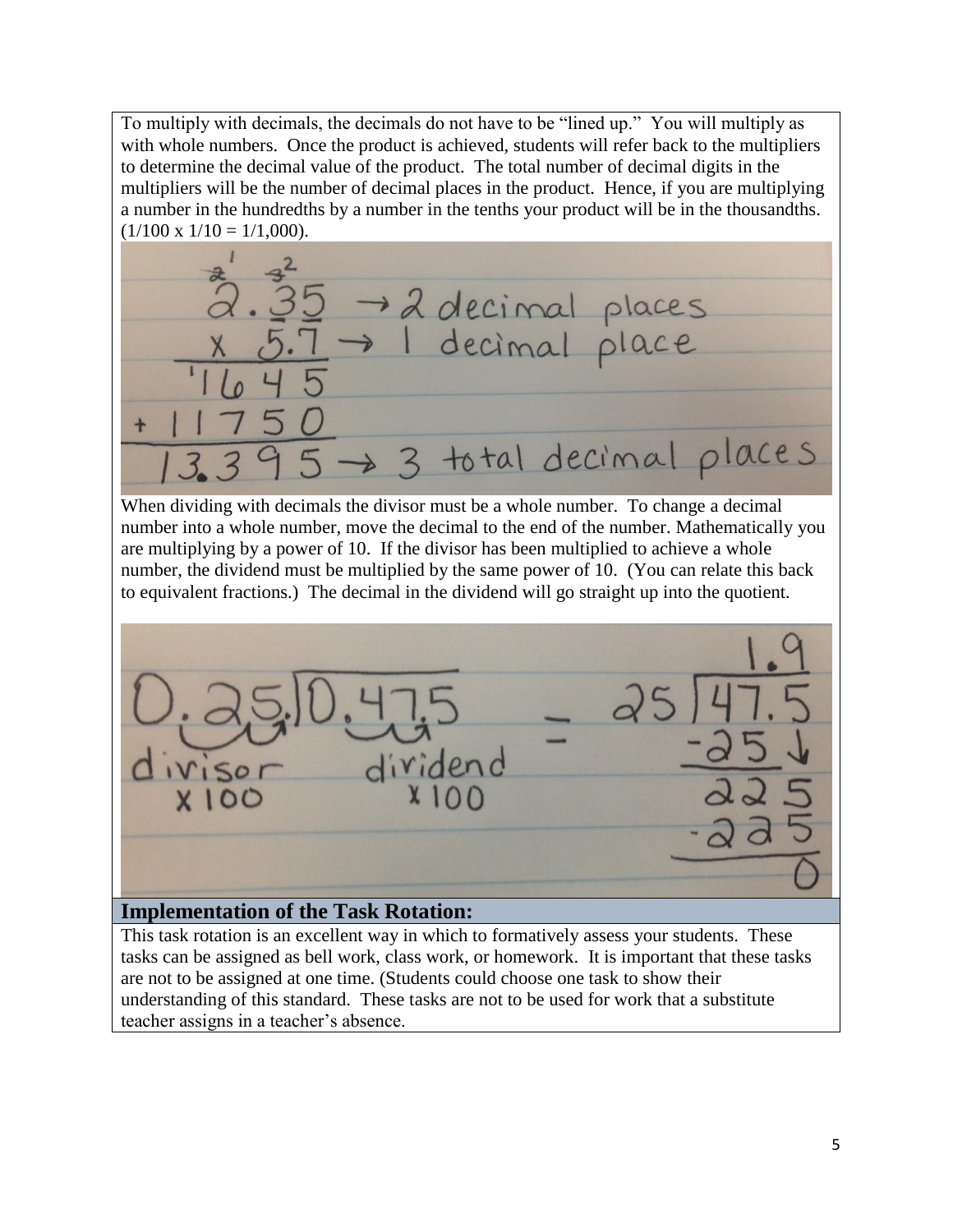To multiply with decimals, the decimals do not have to be "lined up." You will multiply as with whole numbers. Once the product is achieved, students will refer back to the multipliers to determine the decimal value of the product. The total number of decimal digits in the multipliers will be the number of decimal places in the product. Hence, if you are multiplying a number in the hundredths by a number in the tenths your product will be in the thousandths. (1/100 x 1/10 = 1/1,000).

When dividing with decimals the divisor must be a whole number. To change a decimal number into a whole number, move the decimal to the end of the number. Mathematically you are multiplying by a power of 10. If the divisor has been multiplied to achieve a whole number, the dividend must be multiplied by the same power of 10. (You can relate this back to equivalent fractions.) The decimal in the dividend will go straight up into the quotient.

## Implementation of the Task Rotation:

This task rotation is an excellent way in which to formatively assess your students. These tasks can be assigned as bell work, class work, or homework. It is important that these tasks are not to be assigned at one time. (Students could choose one task to show their understanding of this standard. These tasks are not to be used for work that a substitute teacher assigns in a teacher's absence.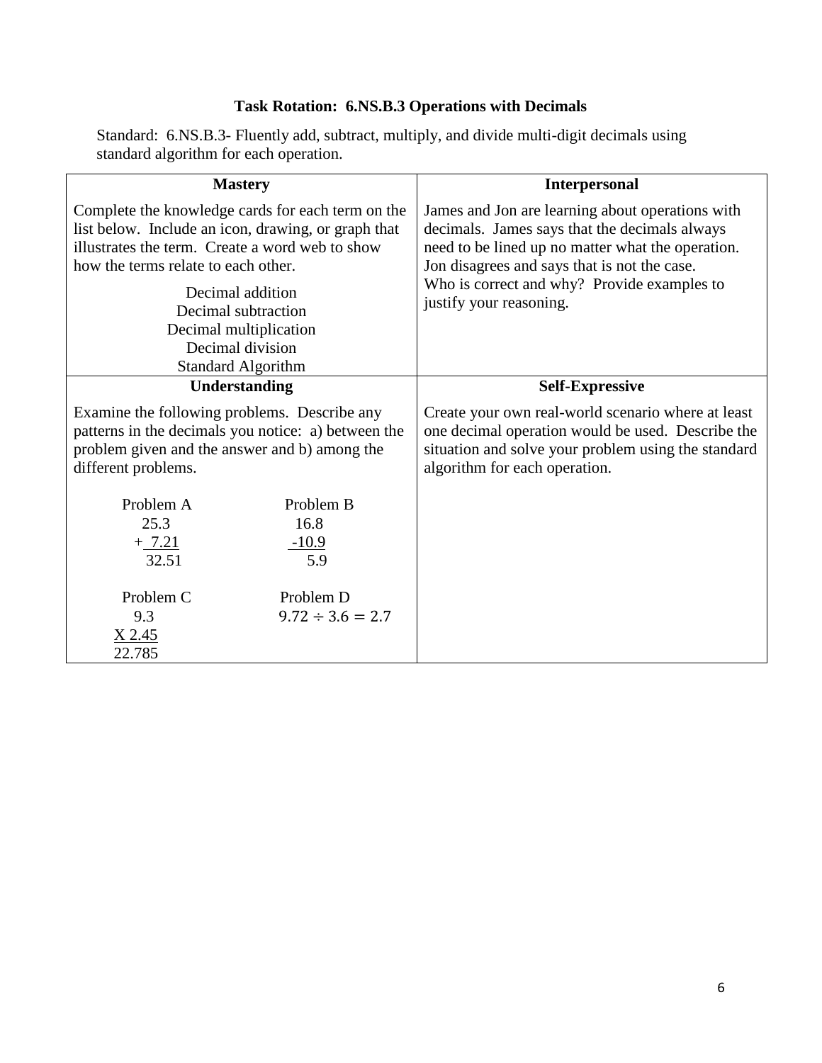### Task Rotation: 6.NS.B.3 Operations with Decimals

Standard: 6.NS.B.3- Fluently add, subtract, multiply, and divide multi-digit decimals using standard algorithm for each operation.

| Mastery | Interpersonal |
|---|---|
| Complete the knowledge cards for each term on the list below. Include an icon, drawing, or graph that illustrates the term. Create a word web to show how the terms relate to each other.<br><br>Decimal addition<br>Decimal subtraction<br>Decimal multiplication<br>Decimal division<br>Standard Algorithm | James and Jon are learning about operations with decimals. James says that the decimals always need to be lined up no matter what the operation. Jon disagrees and says that is not the case.<br>Who is correct and why? Provide examples to justify your reasoning. |
| **Understanding** | **Self-Expressive** |
| Examine the following problems. Describe any patterns in the decimals you notice: a) between the problem given and the answer and b) among the different problems.<br><br>Problem A: $25.3 + 7.21 = 32.51$<br><br>Problem B: $16.8 - 10.9 = 5.9$<br><br>Problem C: $9.3 \times 2.45 = 22.785$<br><br>Problem D: $9.72 \div 3.6 = 2.7$ | Create your own real-world scenario where at least one decimal operation would be used. Describe the situation and solve your problem using the standard algorithm for each operation. |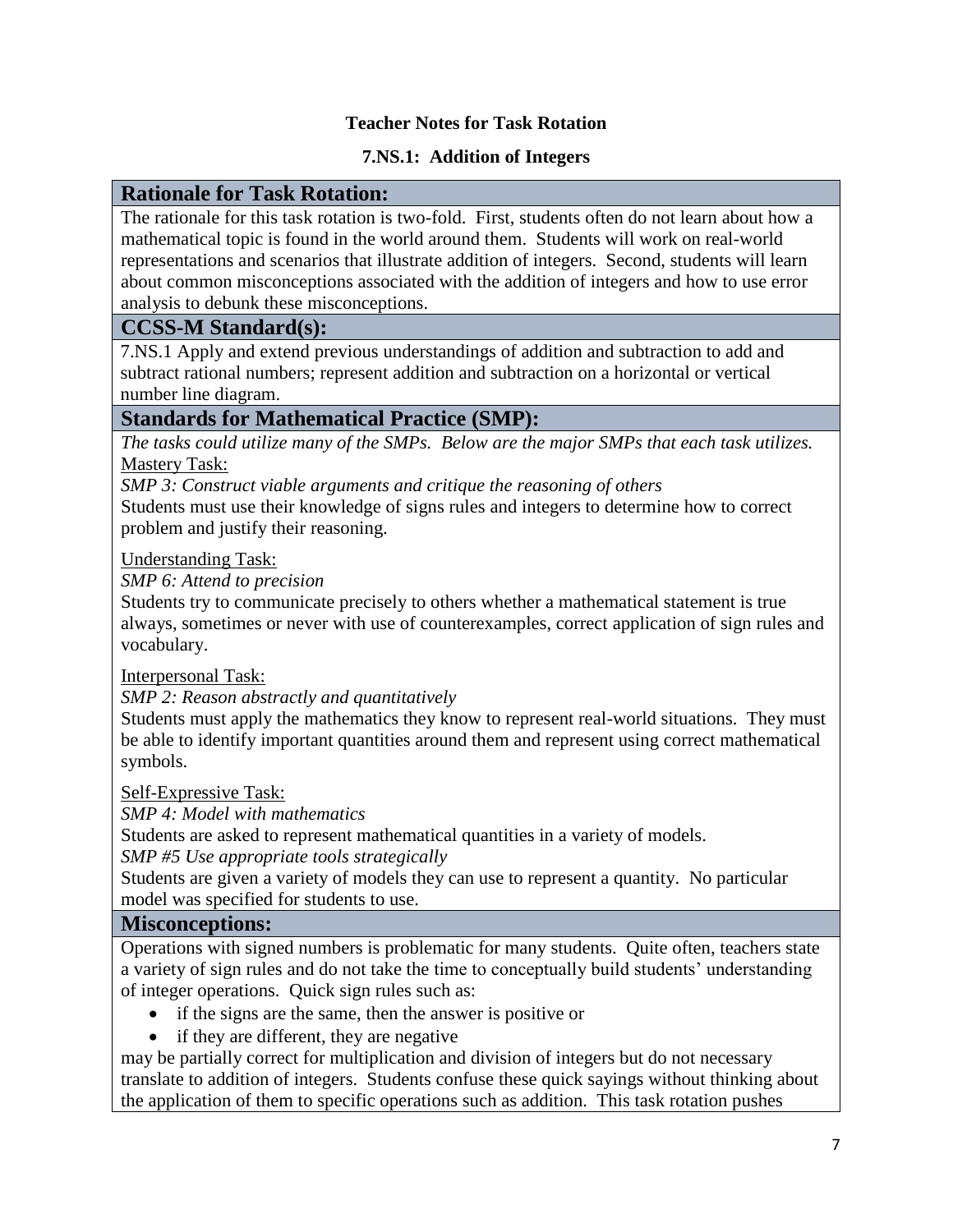**Teacher Notes for Task Rotation**

**7.NS.1: Addition of Integers**

## Rationale for Task Rotation:

The rationale for this task rotation is two-fold. First, students often do not learn about how a mathematical topic is found in the world around them. Students will work on real-world representations and scenarios that illustrate addition of integers. Second, students will learn about common misconceptions associated with the addition of integers and how to use error analysis to debunk these misconceptions.

## CCSS-M Standard(s):

7.NS.1 Apply and extend previous understandings of addition and subtraction to add and subtract rational numbers; represent addition and subtraction on a horizontal or vertical number line diagram.

## Standards for Mathematical Practice (SMP):

*The tasks could utilize many of the SMPs. Below are the major SMPs that each task utilizes.*

<u>Mastery Task:</u>

*SMP 3: Construct viable arguments and critique the reasoning of others*

Students must use their knowledge of signs rules and integers to determine how to correct problem and justify their reasoning.

<u>Understanding Task:</u>

*SMP 6: Attend to precision*

Students try to communicate precisely to others whether a mathematical statement is true always, sometimes or never with use of counterexamples, correct application of sign rules and vocabulary.

<u>Interpersonal Task:</u>

*SMP 2: Reason abstractly and quantitatively*

Students must apply the mathematics they know to represent real-world situations. They must be able to identify important quantities around them and represent using correct mathematical symbols.

<u>Self-Expressive Task:</u>

*SMP 4: Model with mathematics*

Students are asked to represent mathematical quantities in a variety of models.

*SMP #5 Use appropriate tools strategically*

Students are given a variety of models they can use to represent a quantity. No particular model was specified for students to use.

## Misconceptions:

Operations with signed numbers is problematic for many students. Quite often, teachers state a variety of sign rules and do not take the time to conceptually build students' understanding of integer operations. Quick sign rules such as:

- if the signs are the same, then the answer is positive or
- if they are different, they are negative

may be partially correct for multiplication and division of integers but do not necessary translate to addition of integers. Students confuse these quick sayings without thinking about the application of them to specific operations such as addition. This task rotation pushes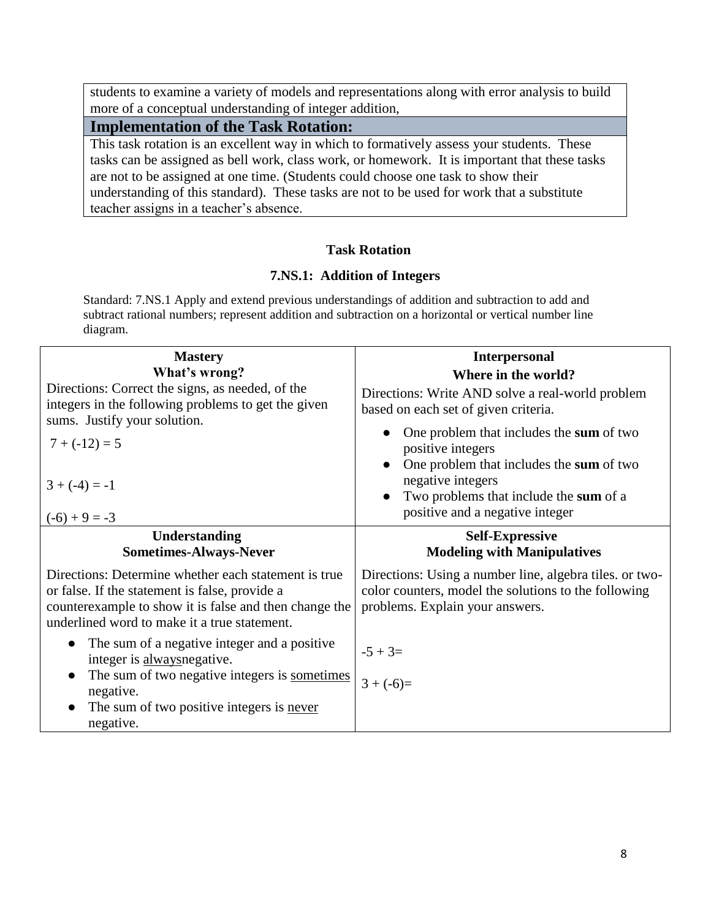| students to examine a variety of models and representations along with error analysis to build more of a conceptual understanding of integer addition, |
| --- |
| **Implementation of the Task Rotation:** |
| This task rotation is an excellent way in which to formatively assess your students. These tasks can be assigned as bell work, class work, or homework. It is important that these tasks are not to be assigned at one time. (Students could choose one task to show their understanding of this standard). These tasks are not to be used for work that a substitute teacher assigns in a teacher's absence. |

**Task Rotation**

**7.NS.1: Addition of Integers**

Standard: 7.NS.1 Apply and extend previous understandings of addition and subtraction to add and subtract rational numbers; represent addition and subtraction on a horizontal or vertical number line diagram.

| **Mastery**<br>**What's wrong?** | **Interpersonal**<br>**Where in the world?** |
| --- | --- |
| Directions: Correct the signs, as needed, of the integers in the following problems to get the given sums. Justify your solution.<br><br>$7 + (-12) = 5$<br><br>$3 + (-4) = -1$<br><br>$(-6) + 9 = -3$ | Directions: Write AND solve a real-world problem based on each set of given criteria.<br><br>● One problem that includes the **sum** of two positive integers<br>● One problem that includes the **sum** of two negative integers<br>● Two problems that include the **sum** of a positive and a negative integer |
| **Understanding**<br>**Sometimes-Always-Never** | **Self-Expressive**<br>**Modeling with Manipulatives** |
| Directions: Determine whether each statement is true or false. If the statement is false, provide a counterexample to show it is false and then change the underlined word to make it a true statement.<br><br>● The sum of a negative integer and a positive integer is <u>always</u>negative.<br>● The sum of two negative integers is <u>sometimes</u> negative.<br>● The sum of two positive integers is <u>never</u> negative. | Directions: Using a number line, algebra tiles. or two-color counters, model the solutions to the following problems. Explain your answers.<br><br>$-5 + 3=$<br><br>$3 + (-6)=$ |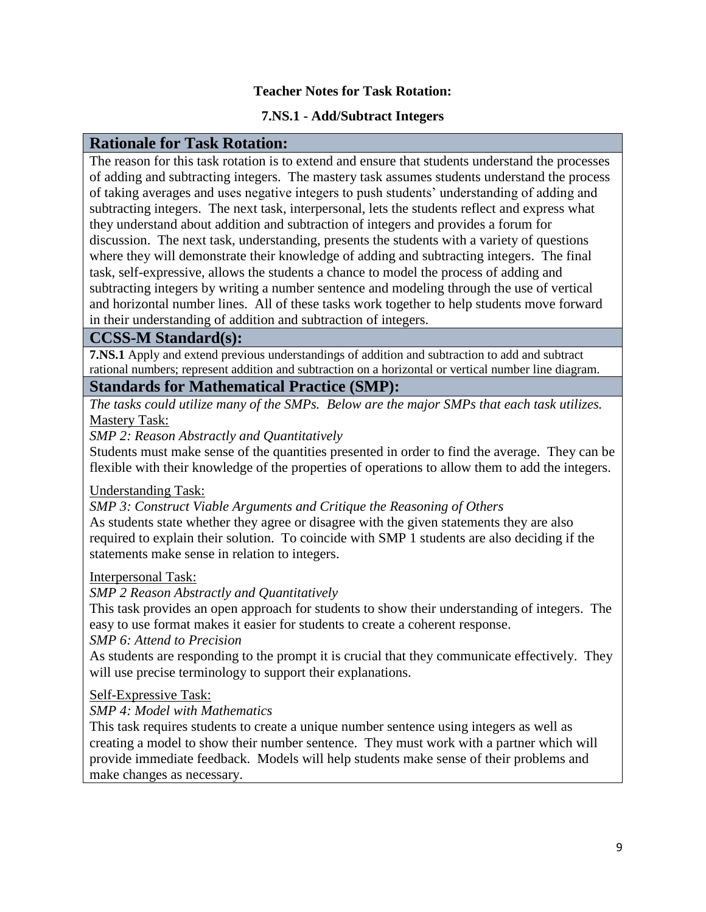**Teacher Notes for Task Rotation:**

**7.NS.1 - Add/Subtract Integers**

## Rationale for Task Rotation:

The reason for this task rotation is to extend and ensure that students understand the processes of adding and subtracting integers. The mastery task assumes students understand the process of taking averages and uses negative integers to push students' understanding of adding and subtracting integers. The next task, interpersonal, lets the students reflect and express what they understand about addition and subtraction of integers and provides a forum for discussion. The next task, understanding, presents the students with a variety of questions where they will demonstrate their knowledge of adding and subtracting integers. The final task, self-expressive, allows the students a chance to model the process of adding and subtracting integers by writing a number sentence and modeling through the use of vertical and horizontal number lines. All of these tasks work together to help students move forward in their understanding of addition and subtraction of integers.

## CCSS-M Standard(s):

**7.NS.1** Apply and extend previous understandings of addition and subtraction to add and subtract rational numbers; represent addition and subtraction on a horizontal or vertical number line diagram.

## Standards for Mathematical Practice (SMP):

*The tasks could utilize many of the SMPs. Below are the major SMPs that each task utilizes.*

Mastery Task:

*SMP 2: Reason Abstractly and Quantitatively*

Students must make sense of the quantities presented in order to find the average. They can be flexible with their knowledge of the properties of operations to allow them to add the integers.

Understanding Task:

*SMP 3: Construct Viable Arguments and Critique the Reasoning of Others*

As students state whether they agree or disagree with the given statements they are also required to explain their solution. To coincide with SMP 1 students are also deciding if the statements make sense in relation to integers.

Interpersonal Task:

*SMP 2 Reason Abstractly and Quantitatively*

This task provides an open approach for students to show their understanding of integers. The easy to use format makes it easier for students to create a coherent response.

*SMP 6: Attend to Precision*

As students are responding to the prompt it is crucial that they communicate effectively. They will use precise terminology to support their explanations.

Self-Expressive Task:

*SMP 4: Model with Mathematics*

This task requires students to create a unique number sentence using integers as well as creating a model to show their number sentence. They must work with a partner which will provide immediate feedback. Models will help students make sense of their problems and make changes as necessary.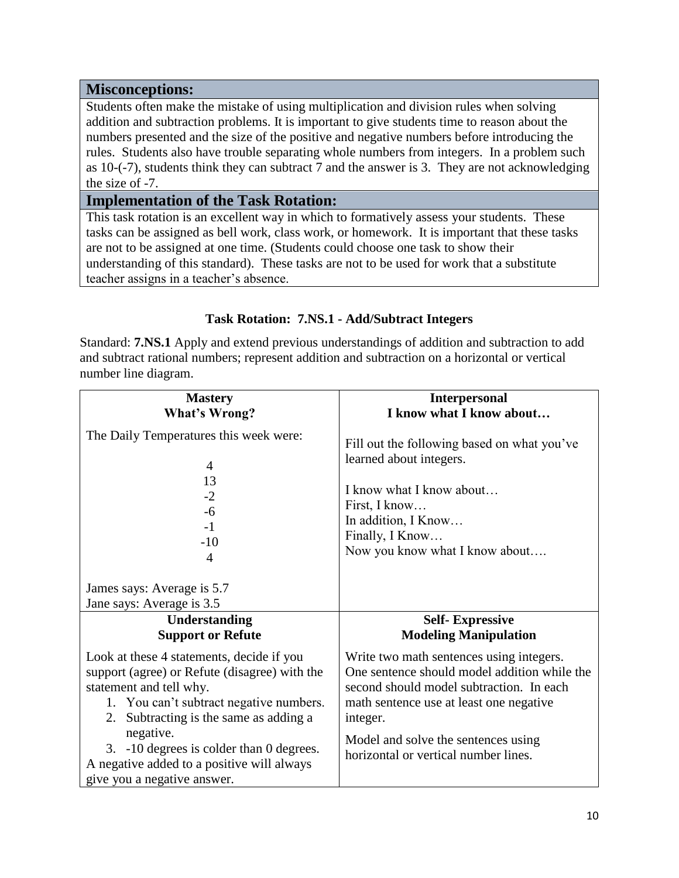## Misconceptions:

Students often make the mistake of using multiplication and division rules when solving addition and subtraction problems. It is important to give students time to reason about the numbers presented and the size of the positive and negative numbers before introducing the rules. Students also have trouble separating whole numbers from integers. In a problem such as 10-(-7), students think they can subtract 7 and the answer is 3. They are not acknowledging the size of -7.

## Implementation of the Task Rotation:

This task rotation is an excellent way in which to formatively assess your students. These tasks can be assigned as bell work, class work, or homework. It is important that these tasks are not to be assigned at one time. (Students could choose one task to show their understanding of this standard). These tasks are not to be used for work that a substitute teacher assigns in a teacher's absence.

### Task Rotation: 7.NS.1 - Add/Subtract Integers

Standard: **7.NS.1** Apply and extend previous understandings of addition and subtraction to add and subtract rational numbers; represent addition and subtraction on a horizontal or vertical number line diagram.

| **Mastery**<br>**What's Wrong?** | **Interpersonal**<br>**I know what I know about…** |
|---|---|
| The Daily Temperatures this week were:<br><br>4<br>13<br>-2<br>-6<br>-1<br>-10<br>4<br><br>James says: Average is 5.7<br>Jane says: Average is 3.5 | Fill out the following based on what you've learned about integers.<br><br>I know what I know about…<br>First, I know…<br>In addition, I Know…<br>Finally, I Know…<br>Now you know what I know about…. |
| **Understanding**<br>**Support or Refute** | **Self- Expressive**<br>**Modeling Manipulation** |
| Look at these 4 statements, decide if you support (agree) or Refute (disagree) with the statement and tell why.<br>1. You can't subtract negative numbers.<br>2. Subtracting is the same as adding a negative.<br>3. -10 degrees is colder than 0 degrees.<br>A negative added to a positive will always give you a negative answer. | Write two math sentences using integers. One sentence should model addition while the second should model subtraction. In each math sentence use at least one negative integer.<br><br>Model and solve the sentences using horizontal or vertical number lines. |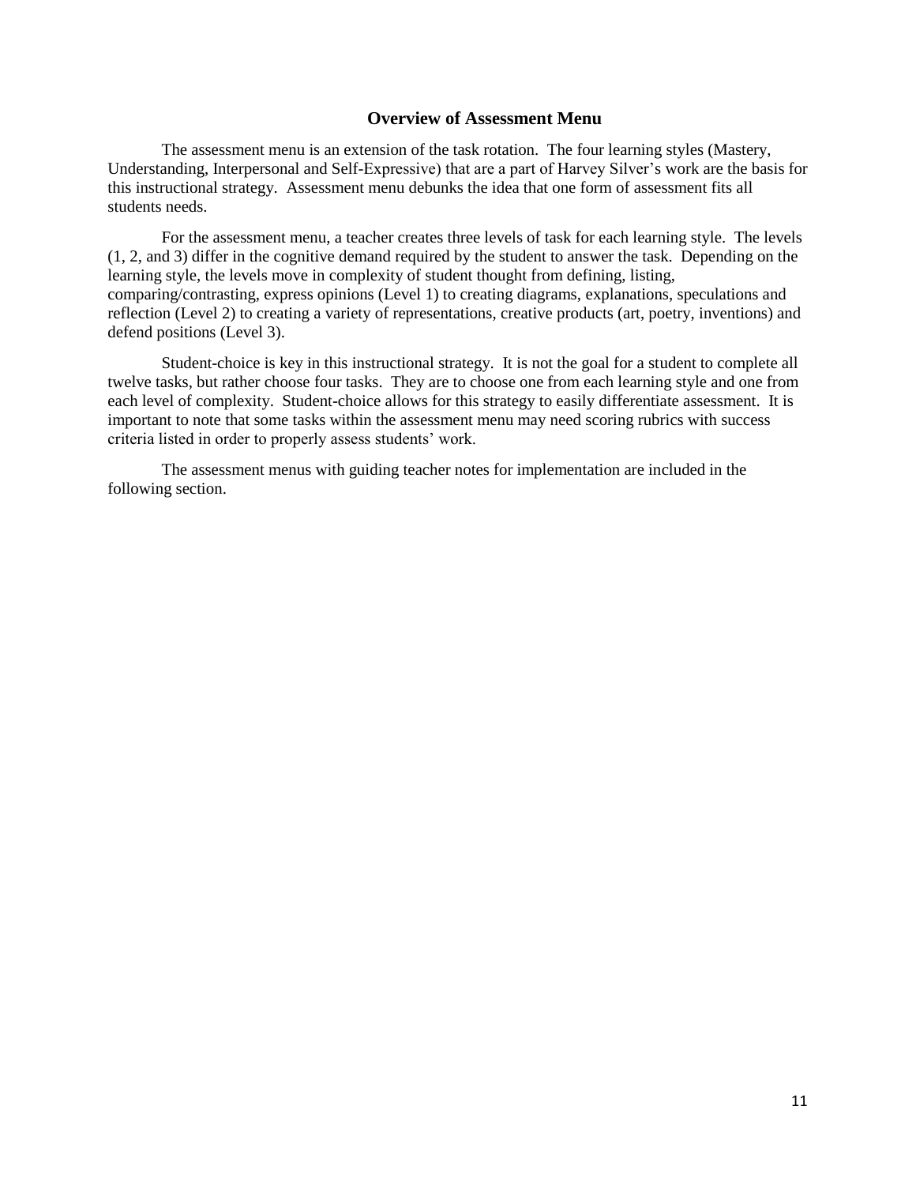## Overview of Assessment Menu

The assessment menu is an extension of the task rotation. The four learning styles (Mastery, Understanding, Interpersonal and Self-Expressive) that are a part of Harvey Silver's work are the basis for this instructional strategy. Assessment menu debunks the idea that one form of assessment fits all students needs.

For the assessment menu, a teacher creates three levels of task for each learning style. The levels (1, 2, and 3) differ in the cognitive demand required by the student to answer the task. Depending on the learning style, the levels move in complexity of student thought from defining, listing, comparing/contrasting, express opinions (Level 1) to creating diagrams, explanations, speculations and reflection (Level 2) to creating a variety of representations, creative products (art, poetry, inventions) and defend positions (Level 3).

Student-choice is key in this instructional strategy. It is not the goal for a student to complete all twelve tasks, but rather choose four tasks. They are to choose one from each learning style and one from each level of complexity. Student-choice allows for this strategy to easily differentiate assessment. It is important to note that some tasks within the assessment menu may need scoring rubrics with success criteria listed in order to properly assess students' work.

The assessment menus with guiding teacher notes for implementation are included in the following section.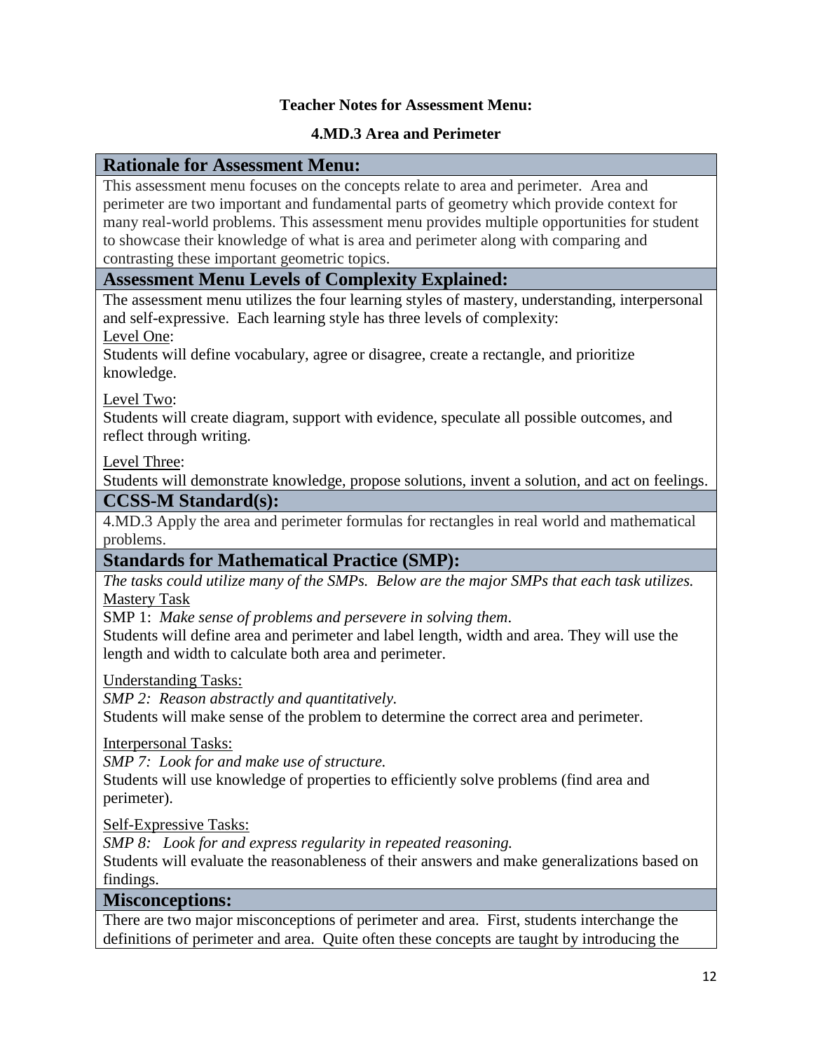**Teacher Notes for Assessment Menu:**

**4.MD.3 Area and Perimeter**

## Rationale for Assessment Menu:

This assessment menu focuses on the concepts relate to area and perimeter. Area and perimeter are two important and fundamental parts of geometry which provide context for many real-world problems. This assessment menu provides multiple opportunities for student to showcase their knowledge of what is area and perimeter along with comparing and contrasting these important geometric topics.

## Assessment Menu Levels of Complexity Explained:

The assessment menu utilizes the four learning styles of mastery, understanding, interpersonal and self-expressive. Each learning style has three levels of complexity:

Level One:
Students will define vocabulary, agree or disagree, create a rectangle, and prioritize knowledge.

Level Two:
Students will create diagram, support with evidence, speculate all possible outcomes, and reflect through writing.

Level Three:
Students will demonstrate knowledge, propose solutions, invent a solution, and act on feelings.

## CCSS-M Standard(s):

4.MD.3 Apply the area and perimeter formulas for rectangles in real world and mathematical problems.

## Standards for Mathematical Practice (SMP):

*The tasks could utilize many of the SMPs. Below are the major SMPs that each task utilizes.*

Mastery Task
SMP 1: *Make sense of problems and persevere in solving them*.
Students will define area and perimeter and label length, width and area. They will use the length and width to calculate both area and perimeter.

Understanding Tasks:
*SMP 2: Reason abstractly and quantitatively.*
Students will make sense of the problem to determine the correct area and perimeter.

Interpersonal Tasks:
*SMP 7: Look for and make use of structure.*
Students will use knowledge of properties to efficiently solve problems (find area and perimeter).

Self-Expressive Tasks:
*SMP 8: Look for and express regularity in repeated reasoning.*
Students will evaluate the reasonableness of their answers and make generalizations based on findings.

## Misconceptions:

There are two major misconceptions of perimeter and area. First, students interchange the definitions of perimeter and area. Quite often these concepts are taught by introducing the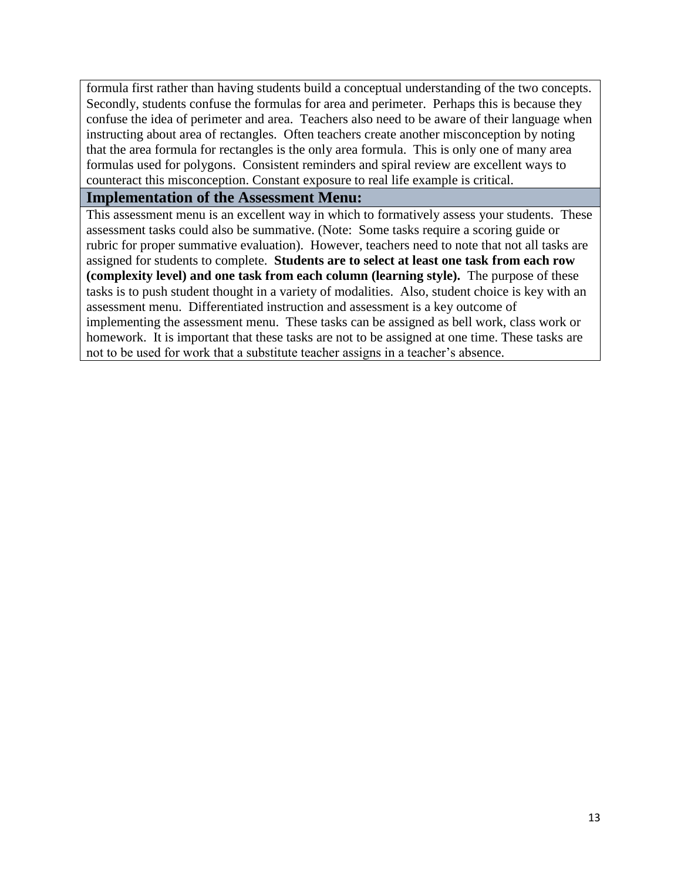formula first rather than having students build a conceptual understanding of the two concepts. Secondly, students confuse the formulas for area and perimeter. Perhaps this is because they confuse the idea of perimeter and area. Teachers also need to be aware of their language when instructing about area of rectangles. Often teachers create another misconception by noting that the area formula for rectangles is the only area formula. This is only one of many area formulas used for polygons. Consistent reminders and spiral review are excellent ways to counteract this misconception. Constant exposure to real life example is critical.

## Implementation of the Assessment Menu:

This assessment menu is an excellent way in which to formatively assess your students. These assessment tasks could also be summative. (Note: Some tasks require a scoring guide or rubric for proper summative evaluation). However, teachers need to note that not all tasks are assigned for students to complete. **Students are to select at least one task from each row (complexity level) and one task from each column (learning style).** The purpose of these tasks is to push student thought in a variety of modalities. Also, student choice is key with an assessment menu. Differentiated instruction and assessment is a key outcome of implementing the assessment menu. These tasks can be assigned as bell work, class work or homework. It is important that these tasks are not to be assigned at one time. These tasks are not to be used for work that a substitute teacher assigns in a teacher's absence.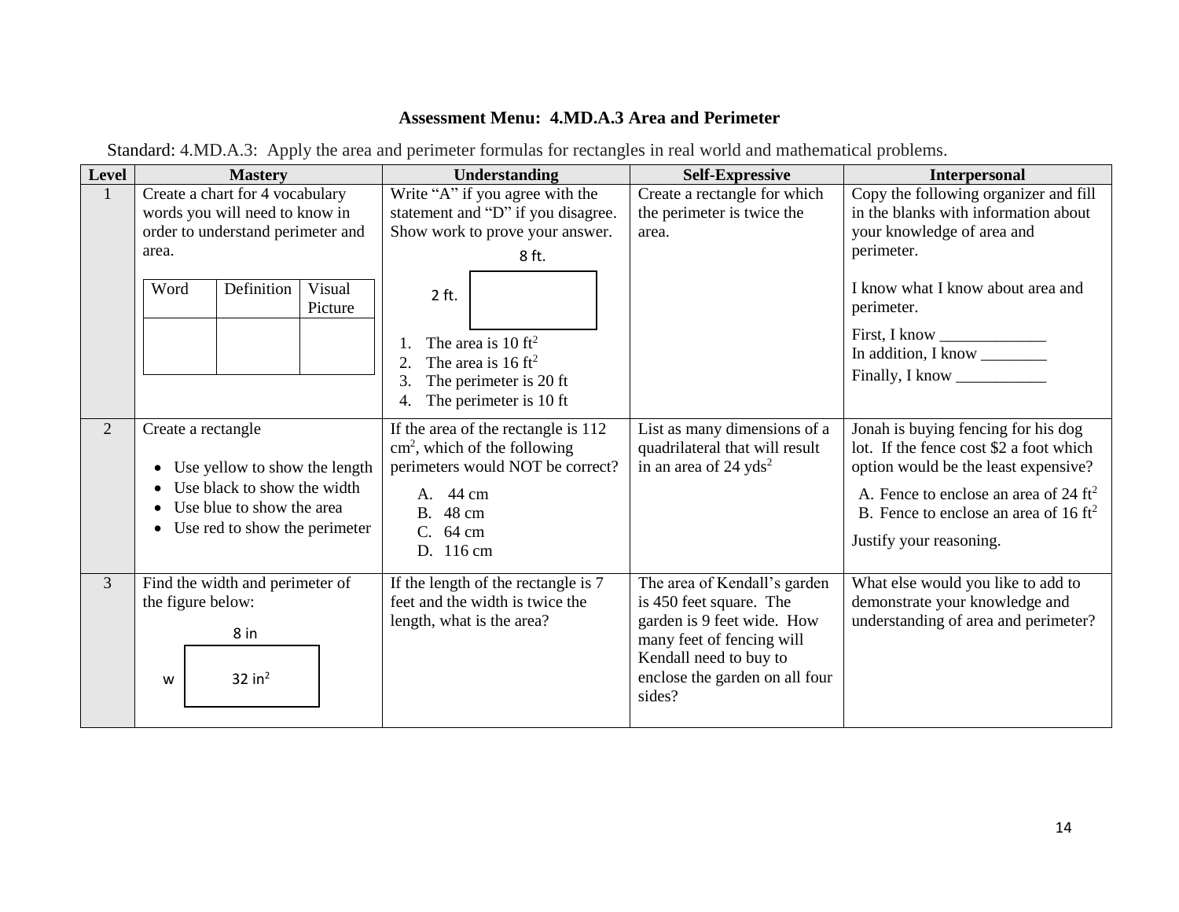**Assessment Menu: 4.MD.A.3 Area and Perimeter**

Standard: 4.MD.A.3: Apply the area and perimeter formulas for rectangles in real world and mathematical problems.

| Level | Mastery | Understanding | Self-Expressive | Interpersonal |
|---|---|---|---|---|
| 1 | Create a chart for 4 vocabulary words you will need to know in order to understand perimeter and area. <br><br> (Chart columns: Word \| Definition \| Visual Picture) | Write "A" if you agree with the statement and "D" if you disagree. Show work to prove your answer. <br><br> (Rectangle: 8 ft. by 2 ft.) <br><br> 1. The area is 10 $ft^2$ <br> 2. The area is 16 $ft^2$ <br> 3. The perimeter is 20 ft <br> 4. The perimeter is 10 ft | Create a rectangle for which the perimeter is twice the area. | Copy the following organizer and fill in the blanks with information about your knowledge of area and perimeter. <br><br> I know what I know about area and perimeter. <br> First, I know _____________ <br> In addition, I know ________ <br> Finally, I know ___________ |
| 2 | Create a rectangle <br><br> • Use yellow to show the length <br> • Use black to show the width <br> • Use blue to show the area <br> • Use red to show the perimeter | If the area of the rectangle is 112 $cm^2$, which of the following perimeters would NOT be correct? <br><br> A. 44 cm <br> B. 48 cm <br> C. 64 cm <br> D. 116 cm | List as many dimensions of a quadrilateral that will result in an area of 24 $yds^2$ | Jonah is buying fencing for his dog lot. If the fence cost $2 a foot which option would be the least expensive? <br><br> A. Fence to enclose an area of 24 $ft^2$ <br> B. Fence to enclose an area of 16 $ft^2$ <br><br> Justify your reasoning. |
| 3 | Find the width and perimeter of the figure below: <br><br> (Rectangle: length 8 in, width w, area 32 $in^2$) | If the length of the rectangle is 7 feet and the width is twice the length, what is the area? | The area of Kendall's garden is 450 feet square. The garden is 9 feet wide. How many feet of fencing will Kendall need to buy to enclose the garden on all four sides? | What else would you like to add to demonstrate your knowledge and understanding of area and perimeter? |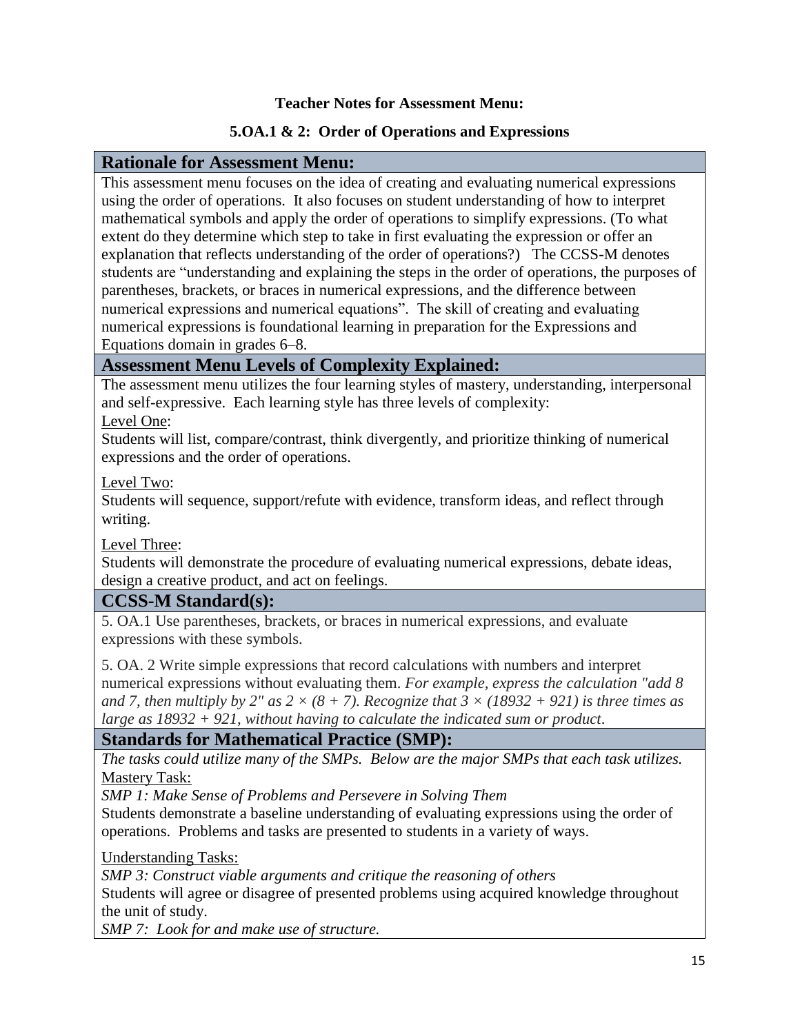**Teacher Notes for Assessment Menu:**

**5.OA.1 & 2: Order of Operations and Expressions**

## Rationale for Assessment Menu:

This assessment menu focuses on the idea of creating and evaluating numerical expressions using the order of operations. It also focuses on student understanding of how to interpret mathematical symbols and apply the order of operations to simplify expressions. (To what extent do they determine which step to take in first evaluating the expression or offer an explanation that reflects understanding of the order of operations?) The CCSS-M denotes students are "understanding and explaining the steps in the order of operations, the purposes of parentheses, brackets, or braces in numerical expressions, and the difference between numerical expressions and numerical equations". The skill of creating and evaluating numerical expressions is foundational learning in preparation for the Expressions and Equations domain in grades 6–8.

## Assessment Menu Levels of Complexity Explained:

The assessment menu utilizes the four learning styles of mastery, understanding, interpersonal and self-expressive. Each learning style has three levels of complexity:

<u>Level One</u>:
Students will list, compare/contrast, think divergently, and prioritize thinking of numerical expressions and the order of operations.

<u>Level Two</u>:
Students will sequence, support/refute with evidence, transform ideas, and reflect through writing.

<u>Level Three</u>:
Students will demonstrate the procedure of evaluating numerical expressions, debate ideas, design a creative product, and act on feelings.

## CCSS-M Standard(s):

5. OA.1 Use parentheses, brackets, or braces in numerical expressions, and evaluate expressions with these symbols.

5. OA. 2 Write simple expressions that record calculations with numbers and interpret numerical expressions without evaluating them. *For example, express the calculation "add 8 and 7, then multiply by 2" as $2 \times (8 + 7)$. Recognize that $3 \times (18932 + 921)$ is three times as large as $18932 + 921$, without having to calculate the indicated sum or product*.

## Standards for Mathematical Practice (SMP):

*The tasks could utilize many of the SMPs. Below are the major SMPs that each task utilizes.*

<u>Mastery Task:</u>

*SMP 1: Make Sense of Problems and Persevere in Solving Them*

Students demonstrate a baseline understanding of evaluating expressions using the order of operations. Problems and tasks are presented to students in a variety of ways.

<u>Understanding Tasks:</u>

*SMP 3: Construct viable arguments and critique the reasoning of others*

Students will agree or disagree of presented problems using acquired knowledge throughout the unit of study.

*SMP 7: Look for and make use of structure.*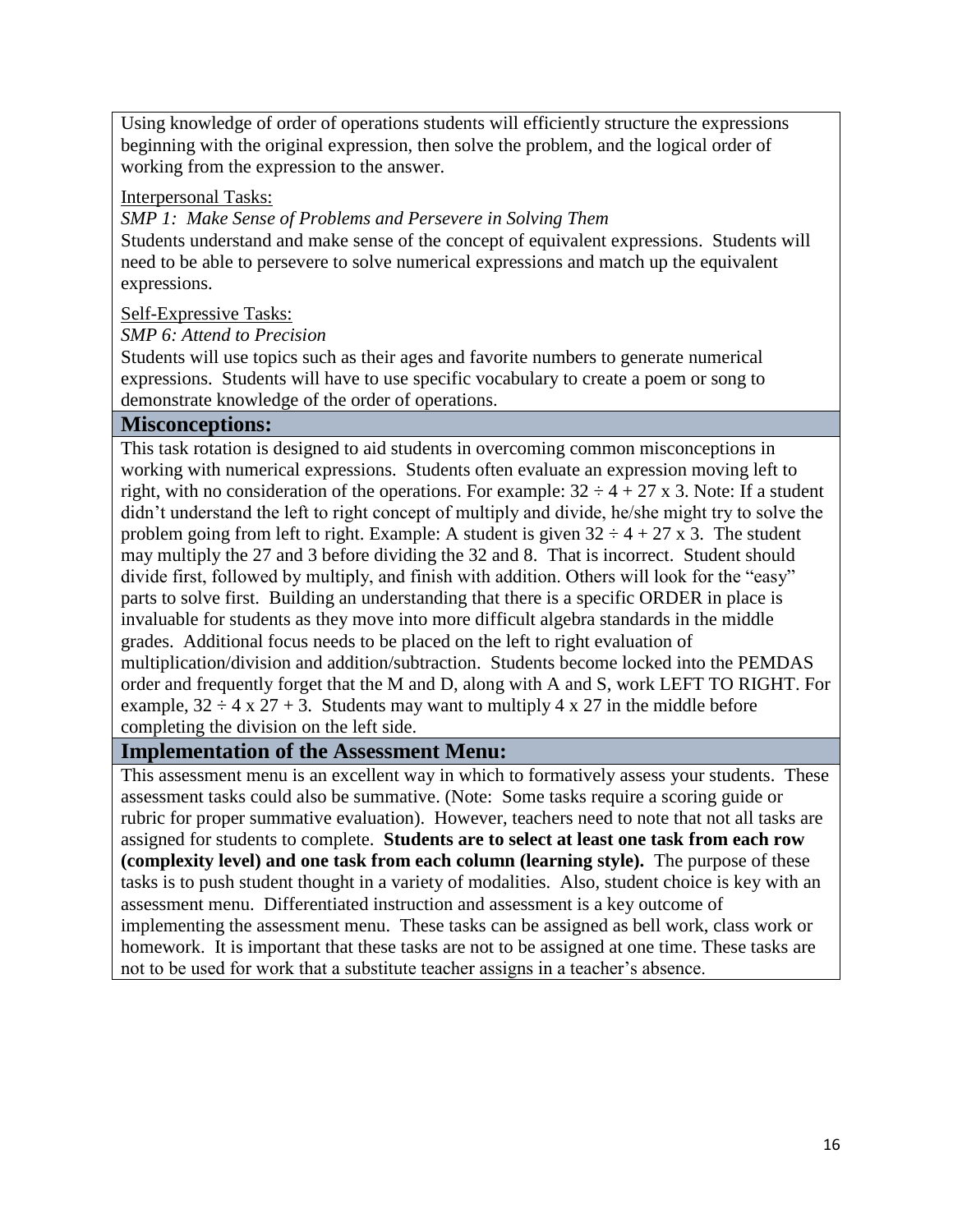Using knowledge of order of operations students will efficiently structure the expressions beginning with the original expression, then solve the problem, and the logical order of working from the expression to the answer.

Interpersonal Tasks:

*SMP 1: Make Sense of Problems and Persevere in Solving Them*

Students understand and make sense of the concept of equivalent expressions. Students will need to be able to persevere to solve numerical expressions and match up the equivalent expressions.

Self-Expressive Tasks:

*SMP 6: Attend to Precision*

Students will use topics such as their ages and favorite numbers to generate numerical expressions. Students will have to use specific vocabulary to create a poem or song to demonstrate knowledge of the order of operations.

## Misconceptions:

This task rotation is designed to aid students in overcoming common misconceptions in working with numerical expressions. Students often evaluate an expression moving left to right, with no consideration of the operations. For example: $32 \div 4 + 27 \times 3$. Note: If a student didn't understand the left to right concept of multiply and divide, he/she might try to solve the problem going from left to right. Example: A student is given $32 \div 4 + 27 \times 3$. The student may multiply the 27 and 3 before dividing the 32 and 8. That is incorrect. Student should divide first, followed by multiply, and finish with addition. Others will look for the "easy" parts to solve first. Building an understanding that there is a specific ORDER in place is invaluable for students as they move into more difficult algebra standards in the middle grades. Additional focus needs to be placed on the left to right evaluation of multiplication/division and addition/subtraction. Students become locked into the PEMDAS order and frequently forget that the M and D, along with A and S, work LEFT TO RIGHT. For example, $32 \div 4 \times 27 + 3$. Students may want to multiply $4 \times 27$ in the middle before completing the division on the left side.

## Implementation of the Assessment Menu:

This assessment menu is an excellent way in which to formatively assess your students. These assessment tasks could also be summative. (Note: Some tasks require a scoring guide or rubric for proper summative evaluation). However, teachers need to note that not all tasks are assigned for students to complete. **Students are to select at least one task from each row (complexity level) and one task from each column (learning style).** The purpose of these tasks is to push student thought in a variety of modalities. Also, student choice is key with an assessment menu. Differentiated instruction and assessment is a key outcome of implementing the assessment menu. These tasks can be assigned as bell work, class work or homework. It is important that these tasks are not to be assigned at one time. These tasks are not to be used for work that a substitute teacher assigns in a teacher's absence.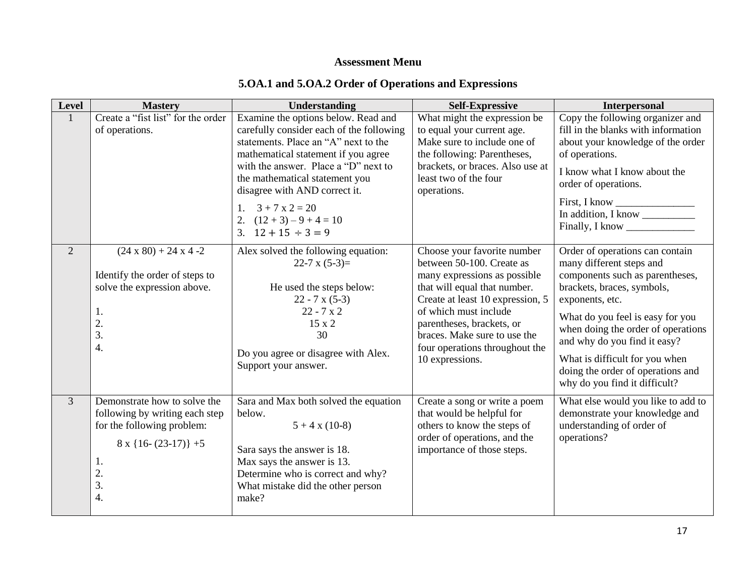**Assessment Menu**

**5.OA.1 and 5.OA.2 Order of Operations and Expressions**

| Level | Mastery | Understanding | Self-Expressive | Interpersonal |
|---|---|---|---|---|
| 1 | Create a "fist list" for the order of operations. | Examine the options below. Read and carefully consider each of the following statements. Place an "A" next to the mathematical statement if you agree with the answer. Place a "D" next to the mathematical statement you disagree with AND correct it.<br>1. 3 + 7 x 2 = 20<br>2. (12 + 3) – 9 + 4 = 10<br>3. $12 + 15 \div 3 = 9$ | What might the expression be to equal your current age. Make sure to include one of the following: Parentheses, brackets, or braces. Also use at least two of the four operations. | Copy the following organizer and fill in the blanks with information about your knowledge of the order of operations.<br>I know what I know about the order of operations.<br>First, I know _______________<br>In addition, I know __________<br>Finally, I know _____________ |
| 2 | (24 x 80) + 24 x 4 -2<br><br>Identify the order of steps to solve the expression above.<br><br>1.<br>2.<br>3.<br>4. | Alex solved the following equation:<br>22-7 x (5-3)=<br><br>He used the steps below:<br>22 - 7 x (5-3)<br>22 - 7 x 2<br>15 x 2<br>30<br>Do you agree or disagree with Alex. Support your answer. | Choose your favorite number between 50-100. Create as many expressions as possible that will equal that number. Create at least 10 expression, 5 of which must include parentheses, brackets, or braces. Make sure to use the four operations throughout the 10 expressions. | Order of operations can contain many different steps and components such as parentheses, brackets, braces, symbols, exponents, etc.<br>What do you feel is easy for you when doing the order of operations and why do you find it easy?<br>What is difficult for you when doing the order of operations and why do you find it difficult? |
| 3 | Demonstrate how to solve the following by writing each step for the following problem:<br>8 x {16- (23-17)} +5<br>1.<br>2.<br>3.<br>4. | Sara and Max both solved the equation below.<br>5 + 4 x (10-8)<br><br>Sara says the answer is 18.<br>Max says the answer is 13.<br>Determine who is correct and why?<br>What mistake did the other person make? | Create a song or write a poem that would be helpful for others to know the steps of order of operations, and the importance of those steps. | What else would you like to add to demonstrate your knowledge and understanding of order of operations? |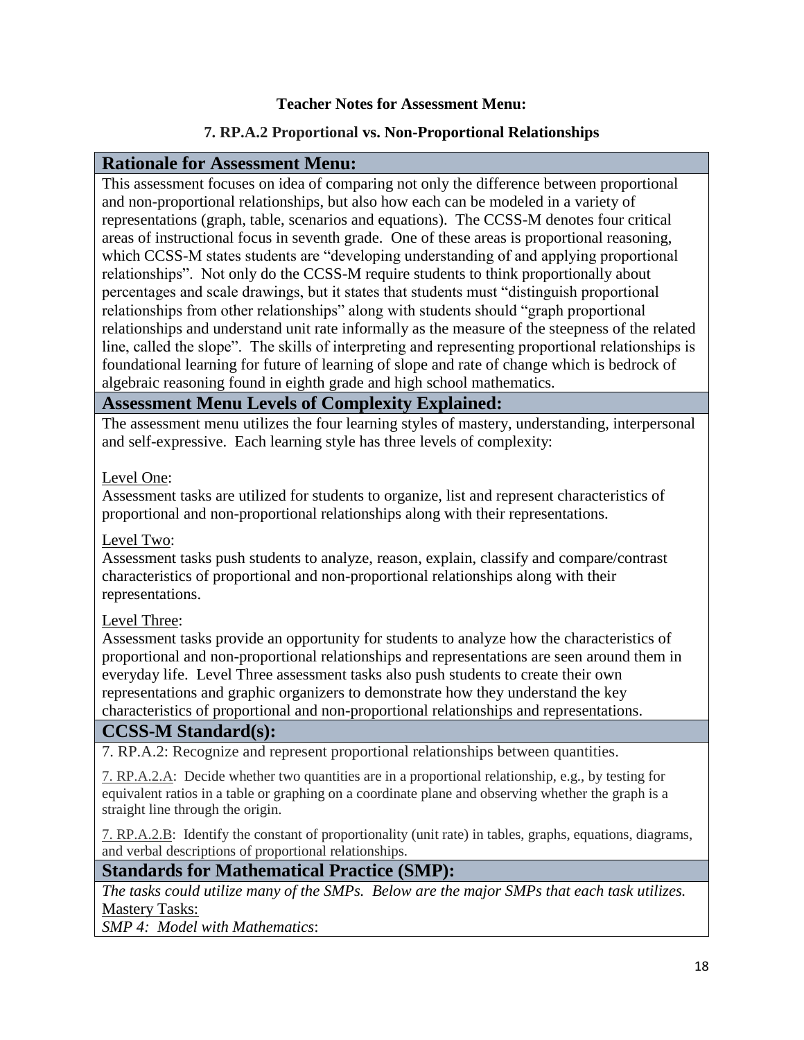**Teacher Notes for Assessment Menu:**

**7. RP.A.2 Proportional vs. Non-Proportional Relationships**

## Rationale for Assessment Menu:

This assessment focuses on idea of comparing not only the difference between proportional and non-proportional relationships, but also how each can be modeled in a variety of representations (graph, table, scenarios and equations). The CCSS-M denotes four critical areas of instructional focus in seventh grade. One of these areas is proportional reasoning, which CCSS-M states students are "developing understanding of and applying proportional relationships". Not only do the CCSS-M require students to think proportionally about percentages and scale drawings, but it states that students must "distinguish proportional relationships from other relationships" along with students should "graph proportional relationships and understand unit rate informally as the measure of the steepness of the related line, called the slope". The skills of interpreting and representing proportional relationships is foundational learning for future of learning of slope and rate of change which is bedrock of algebraic reasoning found in eighth grade and high school mathematics.

## Assessment Menu Levels of Complexity Explained:

The assessment menu utilizes the four learning styles of mastery, understanding, interpersonal and self-expressive. Each learning style has three levels of complexity:

Level One:
Assessment tasks are utilized for students to organize, list and represent characteristics of proportional and non-proportional relationships along with their representations.

Level Two:
Assessment tasks push students to analyze, reason, explain, classify and compare/contrast characteristics of proportional and non-proportional relationships along with their representations.

Level Three:
Assessment tasks provide an opportunity for students to analyze how the characteristics of proportional and non-proportional relationships and representations are seen around them in everyday life. Level Three assessment tasks also push students to create their own representations and graphic organizers to demonstrate how they understand the key characteristics of proportional and non-proportional relationships and representations.

## CCSS-M Standard(s):

7. RP.A.2: Recognize and represent proportional relationships between quantities.

7. RP.A.2.A: Decide whether two quantities are in a proportional relationship, e.g., by testing for equivalent ratios in a table or graphing on a coordinate plane and observing whether the graph is a straight line through the origin.

7. RP.A.2.B: Identify the constant of proportionality (unit rate) in tables, graphs, equations, diagrams, and verbal descriptions of proportional relationships.

## Standards for Mathematical Practice (SMP):

*The tasks could utilize many of the SMPs. Below are the major SMPs that each task utilizes.*

Mastery Tasks:

*SMP 4: Model with Mathematics*: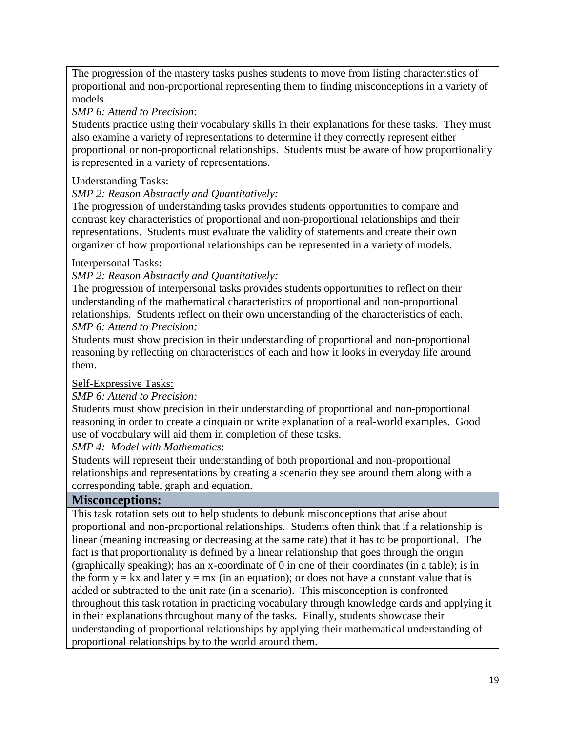The progression of the mastery tasks pushes students to move from listing characteristics of proportional and non-proportional representing them to finding misconceptions in a variety of models.

*SMP 6: Attend to Precision*:

Students practice using their vocabulary skills in their explanations for these tasks. They must also examine a variety of representations to determine if they correctly represent either proportional or non-proportional relationships. Students must be aware of how proportionality is represented in a variety of representations.

<u>Understanding Tasks:</u>

*SMP 2: Reason Abstractly and Quantitatively:*

The progression of understanding tasks provides students opportunities to compare and contrast key characteristics of proportional and non-proportional relationships and their representations. Students must evaluate the validity of statements and create their own organizer of how proportional relationships can be represented in a variety of models.

<u>Interpersonal Tasks:</u>

*SMP 2: Reason Abstractly and Quantitatively:*

The progression of interpersonal tasks provides students opportunities to reflect on their understanding of the mathematical characteristics of proportional and non-proportional relationships. Students reflect on their own understanding of the characteristics of each.

*SMP 6: Attend to Precision:*

Students must show precision in their understanding of proportional and non-proportional reasoning by reflecting on characteristics of each and how it looks in everyday life around them.

<u>Self-Expressive Tasks:</u>

*SMP 6: Attend to Precision:*

Students must show precision in their understanding of proportional and non-proportional reasoning in order to create a cinquain or write explanation of a real-world examples. Good use of vocabulary will aid them in completion of these tasks.

*SMP 4: Model with Mathematics*:

Students will represent their understanding of both proportional and non-proportional relationships and representations by creating a scenario they see around them along with a corresponding table, graph and equation.

## Misconceptions:

This task rotation sets out to help students to debunk misconceptions that arise about proportional and non-proportional relationships. Students often think that if a relationship is linear (meaning increasing or decreasing at the same rate) that it has to be proportional. The fact is that proportionality is defined by a linear relationship that goes through the origin (graphically speaking); has an x-coordinate of 0 in one of their coordinates (in a table); is in the form $y = kx$ and later $y = mx$ (in an equation); or does not have a constant value that is added or subtracted to the unit rate (in a scenario). This misconception is confronted throughout this task rotation in practicing vocabulary through knowledge cards and applying it in their explanations throughout many of the tasks. Finally, students showcase their understanding of proportional relationships by applying their mathematical understanding of proportional relationships by to the world around them.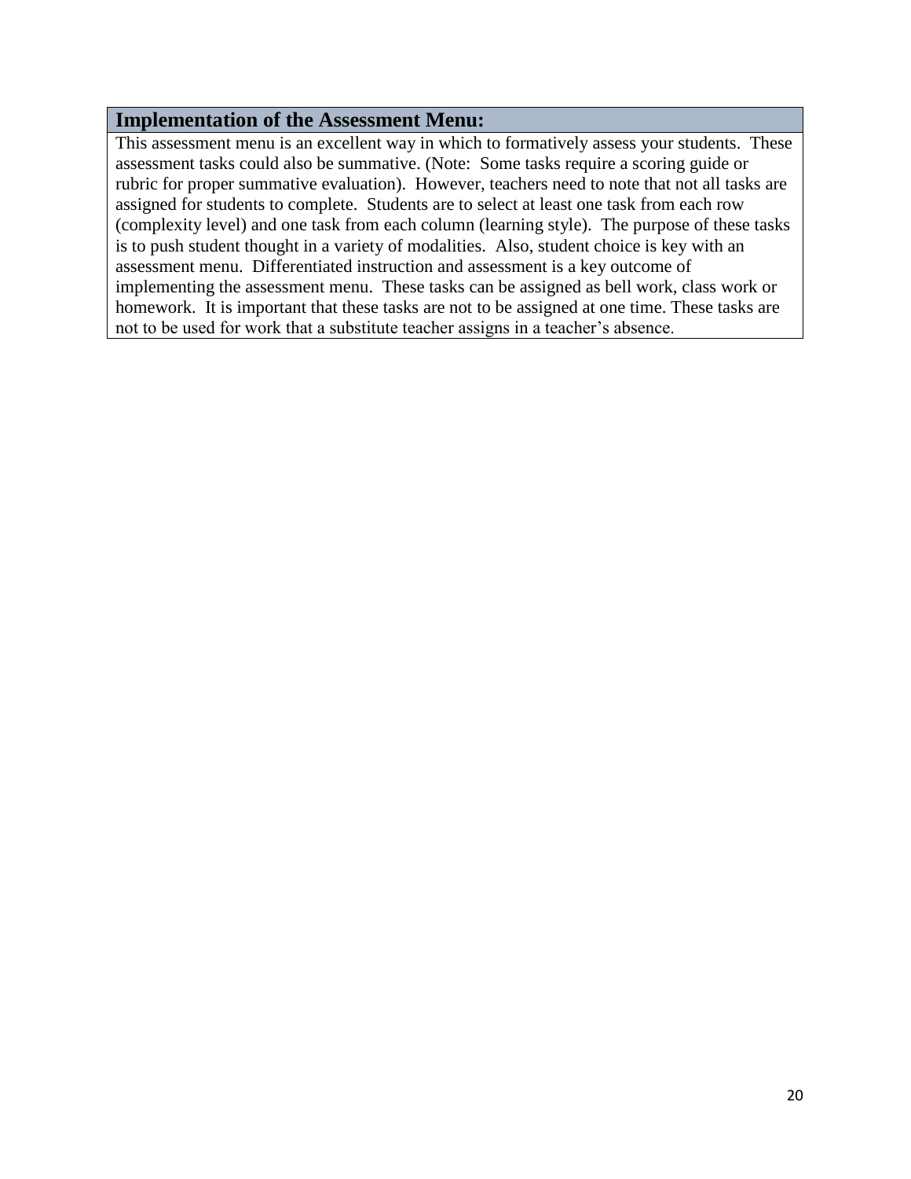## Implementation of the Assessment Menu:

This assessment menu is an excellent way in which to formatively assess your students. These assessment tasks could also be summative. (Note: Some tasks require a scoring guide or rubric for proper summative evaluation). However, teachers need to note that not all tasks are assigned for students to complete. Students are to select at least one task from each row (complexity level) and one task from each column (learning style). The purpose of these tasks is to push student thought in a variety of modalities. Also, student choice is key with an assessment menu. Differentiated instruction and assessment is a key outcome of implementing the assessment menu. These tasks can be assigned as bell work, class work or homework. It is important that these tasks are not to be assigned at one time. These tasks are not to be used for work that a substitute teacher assigns in a teacher's absence.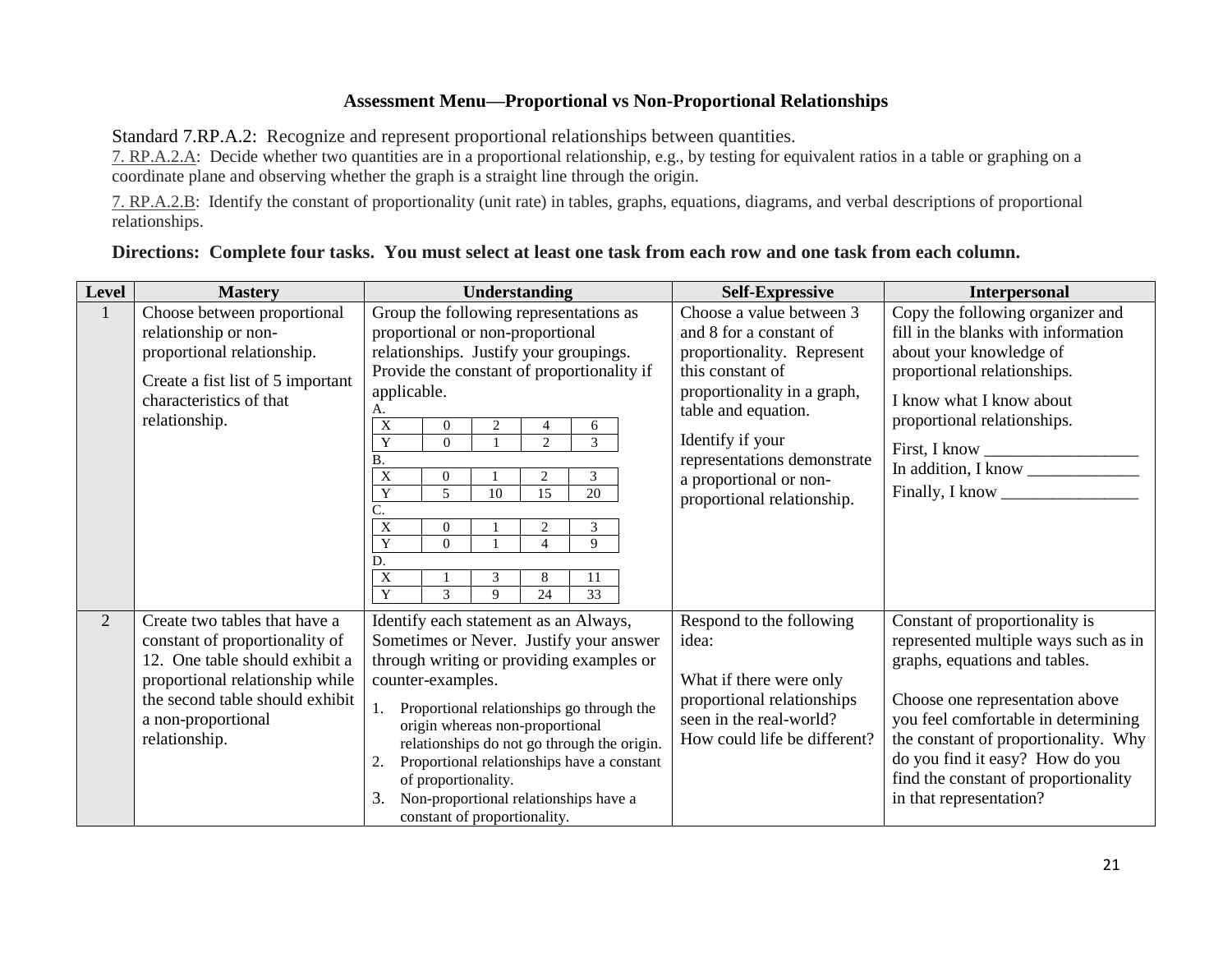# Assessment Menu—Proportional vs Non-Proportional Relationships

Standard 7.RP.A.2: Recognize and represent proportional relationships between quantities.

7. RP.A.2.A: Decide whether two quantities are in a proportional relationship, e.g., by testing for equivalent ratios in a table or graphing on a coordinate plane and observing whether the graph is a straight line through the origin.

7. RP.A.2.B: Identify the constant of proportionality (unit rate) in tables, graphs, equations, diagrams, and verbal descriptions of proportional relationships.

**Directions: Complete four tasks. You must select at least one task from each row and one task from each column.**

| Level | Mastery | Understanding | Self-Expressive | Interpersonal |
|---|---|---|---|---|
| 1 | Choose between proportional relationship or non-proportional relationship.<br><br>Create a fist list of 5 important characteristics of that relationship. | Group the following representations as proportional or non-proportional relationships. Justify your groupings. Provide the constant of proportionality if applicable.<br>A.<br>X: 0, 2, 4, 6<br>Y: 0, 1, 2, 3<br>B.<br>X: 0, 1, 2, 3<br>Y: 5, 10, 15, 20<br>C.<br>X: 0, 1, 2, 3<br>Y: 0, 1, 4, 9<br>D.<br>X: 1, 3, 8, 11<br>Y: 3, 9, 24, 33 | Choose a value between 3 and 8 for a constant of proportionality. Represent this constant of proportionality in a graph, table and equation.<br><br>Identify if your representations demonstrate a proportional or non-proportional relationship. | Copy the following organizer and fill in the blanks with information about your knowledge of proportional relationships.<br><br>I know what I know about proportional relationships.<br><br>First, I know __________________<br>In addition, I know _____________<br>Finally, I know ________________ |
| 2 | Create two tables that have a constant of proportionality of 12. One table should exhibit a proportional relationship while the second table should exhibit a non-proportional relationship. | Identify each statement as an Always, Sometimes or Never. Justify your answer through writing or providing examples or counter-examples.<br>1. Proportional relationships go through the origin whereas non-proportional relationships do not go through the origin.<br>2. Proportional relationships have a constant of proportionality.<br>3. Non-proportional relationships have a constant of proportionality. | Respond to the following idea:<br><br>What if there were only proportional relationships seen in the real-world? How could life be different? | Constant of proportionality is represented multiple ways such as in graphs, equations and tables.<br><br>Choose one representation above you feel comfortable in determining the constant of proportionality. Why do you find it easy? How do you find the constant of proportionality in that representation? |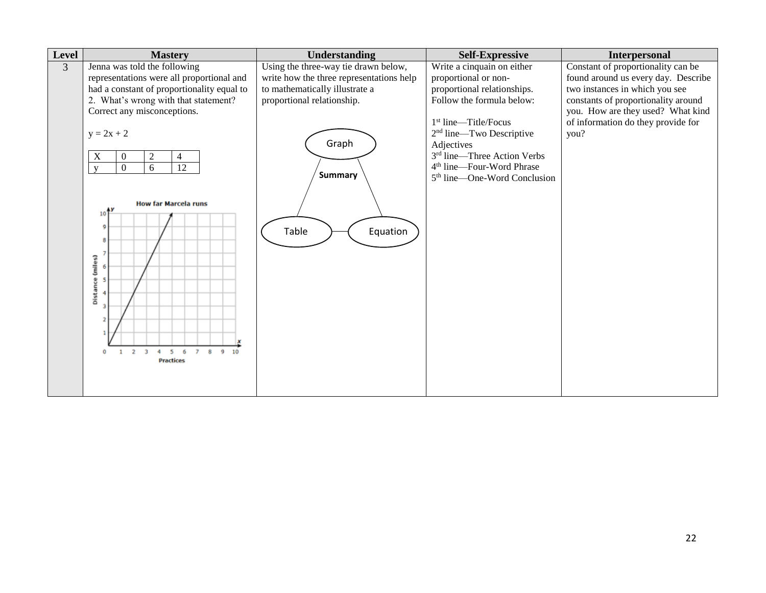| Level | Mastery | Understanding | Self-Expressive | Interpersonal |
|---|---|---|---|---|
| 3 | Jenna was told the following representations were all proportional and had a constant of proportionality equal to 2. What's wrong with that statement? Correct any misconceptions.<br><br>$y = 2x + 2$<br><br>X: 0, 2, 4<br>y: 0, 6, 12<br><br>How far Marcela runs<br>Distance (miles) vs. Practices | Using the three-way tie drawn below, write how the three representations help to mathematically illustrate a proportional relationship.<br><br>Graph<br>**Summary**<br>Table — Equation | Write a cinquain on either proportional or non-proportional relationships. Follow the formula below:<br><br>1st line—Title/Focus<br>2nd line—Two Descriptive Adjectives<br>3rd line—Three Action Verbs<br>4th line—Four-Word Phrase<br>5th line—One-Word Conclusion | Constant of proportionality can be found around us every day. Describe two instances in which you see constants of proportionality around you. How are they used? What kind of information do they provide for you? |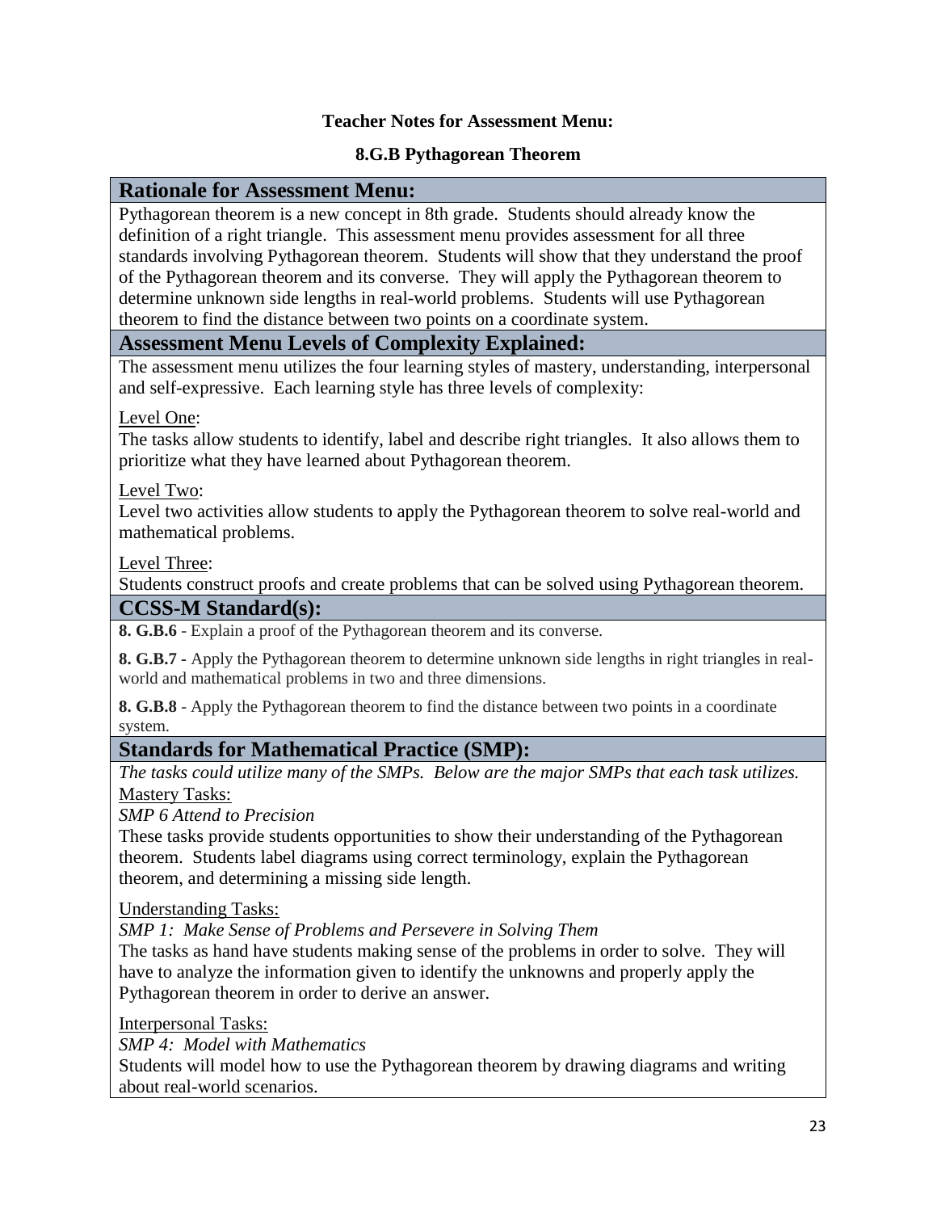**Teacher Notes for Assessment Menu:**

**8.G.B Pythagorean Theorem**

## Rationale for Assessment Menu:

Pythagorean theorem is a new concept in 8th grade. Students should already know the definition of a right triangle. This assessment menu provides assessment for all three standards involving Pythagorean theorem. Students will show that they understand the proof of the Pythagorean theorem and its converse. They will apply the Pythagorean theorem to determine unknown side lengths in real-world problems. Students will use Pythagorean theorem to find the distance between two points on a coordinate system.

## Assessment Menu Levels of Complexity Explained:

The assessment menu utilizes the four learning styles of mastery, understanding, interpersonal and self-expressive. Each learning style has three levels of complexity:

Level One:
The tasks allow students to identify, label and describe right triangles. It also allows them to prioritize what they have learned about Pythagorean theorem.

Level Two:
Level two activities allow students to apply the Pythagorean theorem to solve real-world and mathematical problems.

Level Three:
Students construct proofs and create problems that can be solved using Pythagorean theorem.

## CCSS-M Standard(s):

**8. G.B.6** - Explain a proof of the Pythagorean theorem and its converse.

**8. G.B.7** - Apply the Pythagorean theorem to determine unknown side lengths in right triangles in real-world and mathematical problems in two and three dimensions.

**8. G.B.8** - Apply the Pythagorean theorem to find the distance between two points in a coordinate system.

## Standards for Mathematical Practice (SMP):

*The tasks could utilize many of the SMPs. Below are the major SMPs that each task utilizes.*

Mastery Tasks:
*SMP 6 Attend to Precision*
These tasks provide students opportunities to show their understanding of the Pythagorean theorem. Students label diagrams using correct terminology, explain the Pythagorean theorem, and determining a missing side length.

Understanding Tasks:
*SMP 1: Make Sense of Problems and Persevere in Solving Them*
The tasks as hand have students making sense of the problems in order to solve. They will have to analyze the information given to identify the unknowns and properly apply the Pythagorean theorem in order to derive an answer.

Interpersonal Tasks:
*SMP 4: Model with Mathematics*
Students will model how to use the Pythagorean theorem by drawing diagrams and writing about real-world scenarios.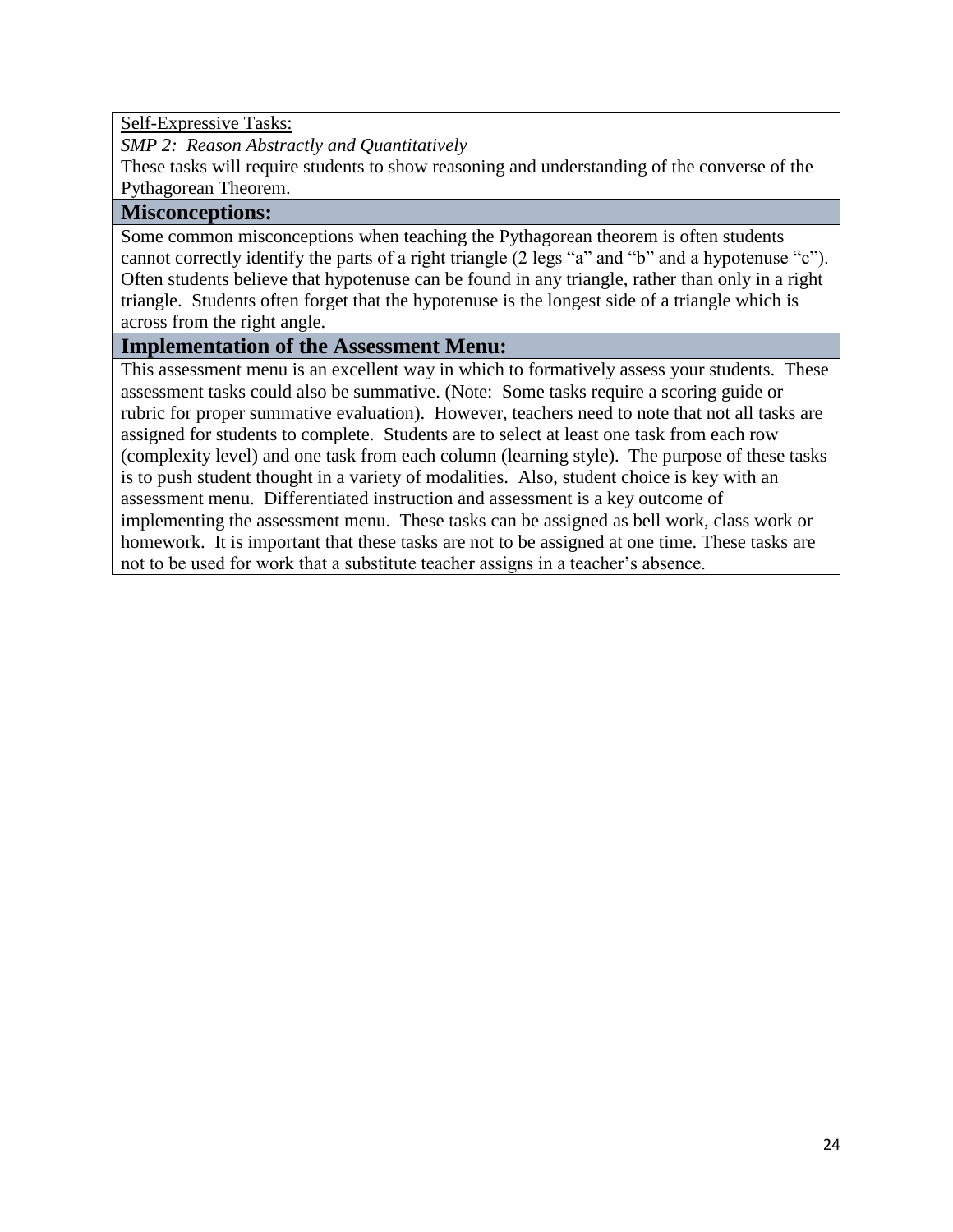Self-Expressive Tasks:

*SMP 2: Reason Abstractly and Quantitatively*

These tasks will require students to show reasoning and understanding of the converse of the Pythagorean Theorem.

## Misconceptions:

Some common misconceptions when teaching the Pythagorean theorem is often students cannot correctly identify the parts of a right triangle (2 legs "a" and "b" and a hypotenuse "c"). Often students believe that hypotenuse can be found in any triangle, rather than only in a right triangle. Students often forget that the hypotenuse is the longest side of a triangle which is across from the right angle.

## Implementation of the Assessment Menu:

This assessment menu is an excellent way in which to formatively assess your students. These assessment tasks could also be summative. (Note: Some tasks require a scoring guide or rubric for proper summative evaluation). However, teachers need to note that not all tasks are assigned for students to complete. Students are to select at least one task from each row (complexity level) and one task from each column (learning style). The purpose of these tasks is to push student thought in a variety of modalities. Also, student choice is key with an assessment menu. Differentiated instruction and assessment is a key outcome of implementing the assessment menu. These tasks can be assigned as bell work, class work or homework. It is important that these tasks are not to be assigned at one time. These tasks are not to be used for work that a substitute teacher assigns in a teacher's absence.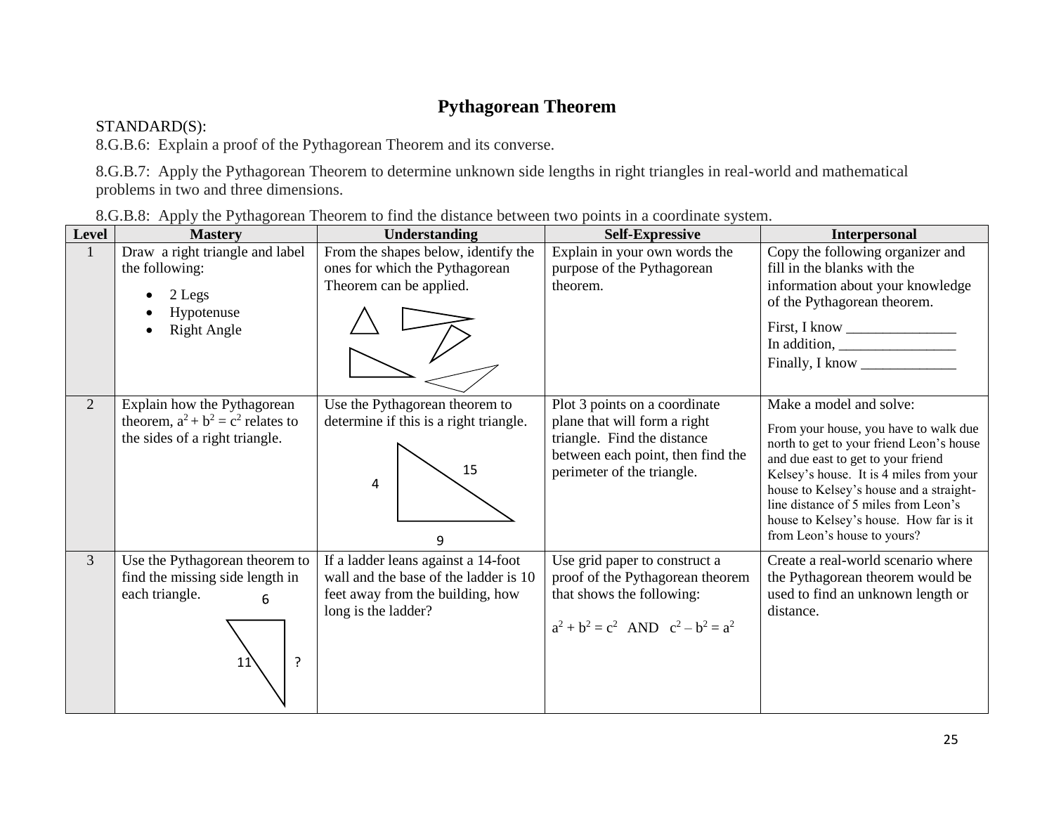# Pythagorean Theorem

STANDARD(S):

8.G.B.6: Explain a proof of the Pythagorean Theorem and its converse.

8.G.B.7: Apply the Pythagorean Theorem to determine unknown side lengths in right triangles in real-world and mathematical problems in two and three dimensions.

8.G.B.8: Apply the Pythagorean Theorem to find the distance between two points in a coordinate system.

| Level | Mastery | Understanding | Self-Expressive | Interpersonal |
|---|---|---|---|---|
| 1 | Draw a right triangle and label the following:<br>• 2 Legs<br>• Hypotenuse<br>• Right Angle | From the shapes below, identify the ones for which the Pythagorean Theorem can be applied. | Explain in your own words the purpose of the Pythagorean theorem. | Copy the following organizer and fill in the blanks with the information about your knowledge of the Pythagorean theorem.<br>First, I know _______________<br>In addition, ________________<br>Finally, I know _____________ |
| 2 | Explain how the Pythagorean theorem, $a^2 + b^2 = c^2$ relates to the sides of a right triangle. | Use the Pythagorean theorem to determine if this is a right triangle.<br>15<br>4<br>9 | Plot 3 points on a coordinate plane that will form a right triangle. Find the distance between each point, then find the perimeter of the triangle. | Make a model and solve:<br>From your house, you have to walk due north to get to your friend Leon's house and due east to get to your friend Kelsey's house. It is 4 miles from your house to Kelsey's house and a straight-line distance of 5 miles from Leon's house to Kelsey's house. How far is it from Leon's house to yours? |
| 3 | Use the Pythagorean theorem to find the missing side length in each triangle.<br>6<br>11<br>? | If a ladder leans against a 14-foot wall and the base of the ladder is 10 feet away from the building, how long is the ladder? | Use grid paper to construct a proof of the Pythagorean theorem that shows the following:<br>$a^2 + b^2 = c^2$ AND $c^2 - b^2 = a^2$ | Create a real-world scenario where the Pythagorean theorem would be used to find an unknown length or distance. |